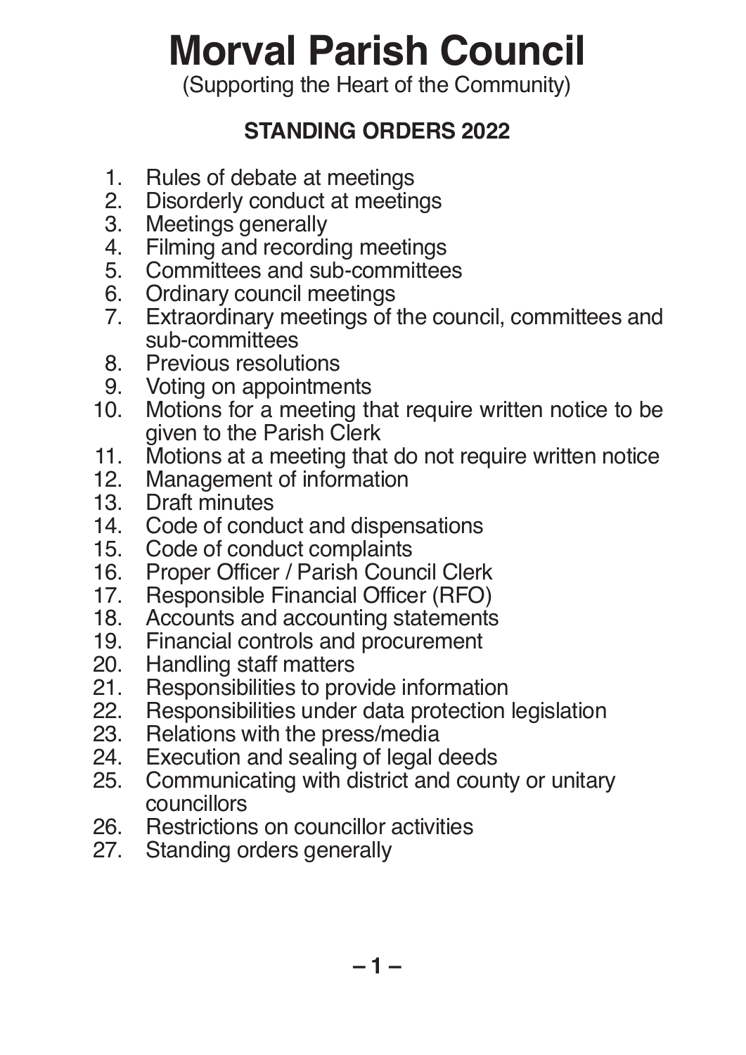# Morval Parish Council

(Supporting the Heart of the Community)

## STANDING ORDERS 2022

1. Rules of debate at meetings
2. Disorderly conduct at meetings
3. Meetings generally
4. Filming and recording meetings
5. Committees and sub-committees
6. Ordinary council meetings
7. Extraordinary meetings of the council, committees and sub-committees
8. Previous resolutions
9. Voting on appointments
10. Motions for a meeting that require written notice to be given to the Parish Clerk
11. Motions at a meeting that do not require written notice
12. Management of information
13. Draft minutes
14. Code of conduct and dispensations
15. Code of conduct complaints
16. Proper Officer / Parish Council Clerk
17. Responsible Financial Officer (RFO)
18. Accounts and accounting statements
19. Financial controls and procurement
20. Handling staff matters
21. Responsibilities to provide information
22. Responsibilities under data protection legislation
23. Relations with the press/media
24. Execution and sealing of legal deeds
25. Communicating with district and county or unitary councillors
26. Restrictions on councillor activities
27. Standing orders generally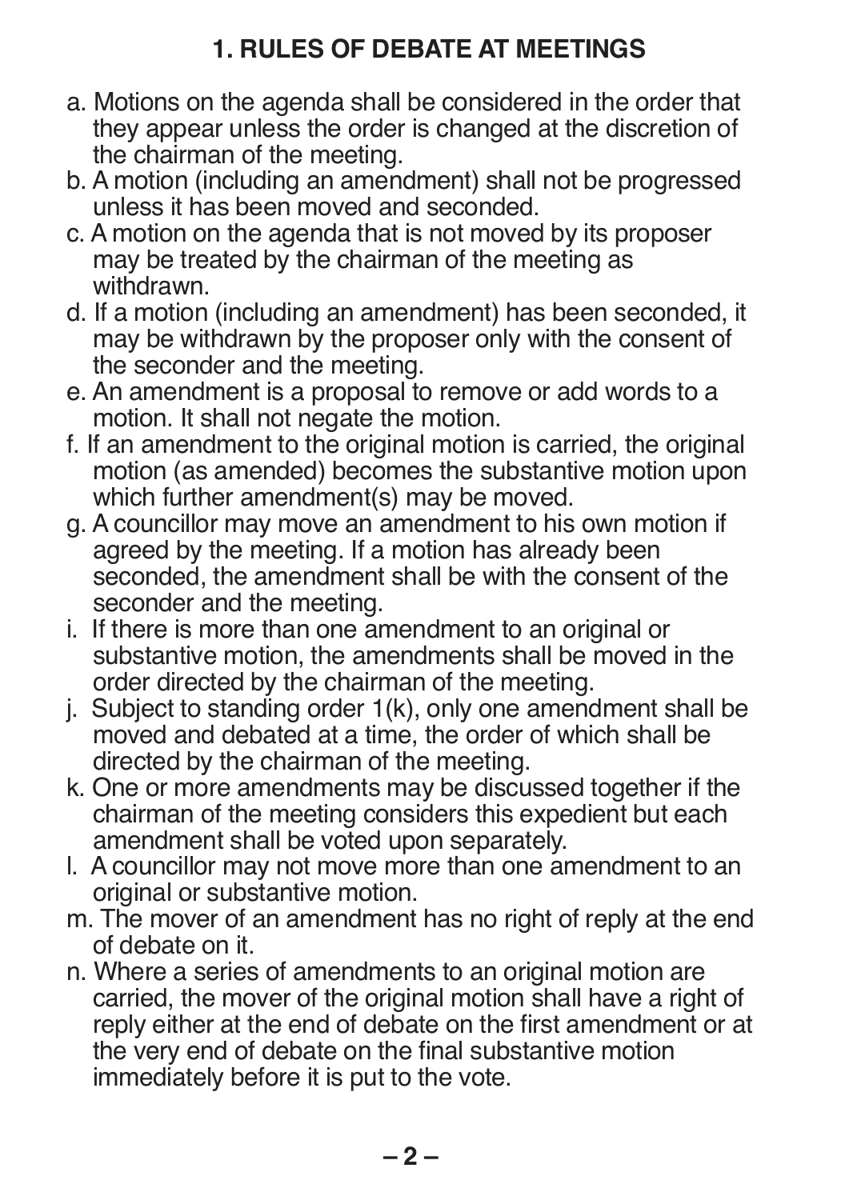## 1. RULES OF DEBATE AT MEETINGS

a. Motions on the agenda shall be considered in the order that they appear unless the order is changed at the discretion of the chairman of the meeting.

b. A motion (including an amendment) shall not be progressed unless it has been moved and seconded.

c. A motion on the agenda that is not moved by its proposer may be treated by the chairman of the meeting as withdrawn.

d. If a motion (including an amendment) has been seconded, it may be withdrawn by the proposer only with the consent of the seconder and the meeting.

e. An amendment is a proposal to remove or add words to a motion. It shall not negate the motion.

f. If an amendment to the original motion is carried, the original motion (as amended) becomes the substantive motion upon which further amendment(s) may be moved.

g. A councillor may move an amendment to his own motion if agreed by the meeting. If a motion has already been seconded, the amendment shall be with the consent of the seconder and the meeting.

i. If there is more than one amendment to an original or substantive motion, the amendments shall be moved in the order directed by the chairman of the meeting.

j. Subject to standing order 1(k), only one amendment shall be moved and debated at a time, the order of which shall be directed by the chairman of the meeting.

k. One or more amendments may be discussed together if the chairman of the meeting considers this expedient but each amendment shall be voted upon separately.

l. A councillor may not move more than one amendment to an original or substantive motion.

m. The mover of an amendment has no right of reply at the end of debate on it.

n. Where a series of amendments to an original motion are carried, the mover of the original motion shall have a right of reply either at the end of debate on the first amendment or at the very end of debate on the final substantive motion immediately before it is put to the vote.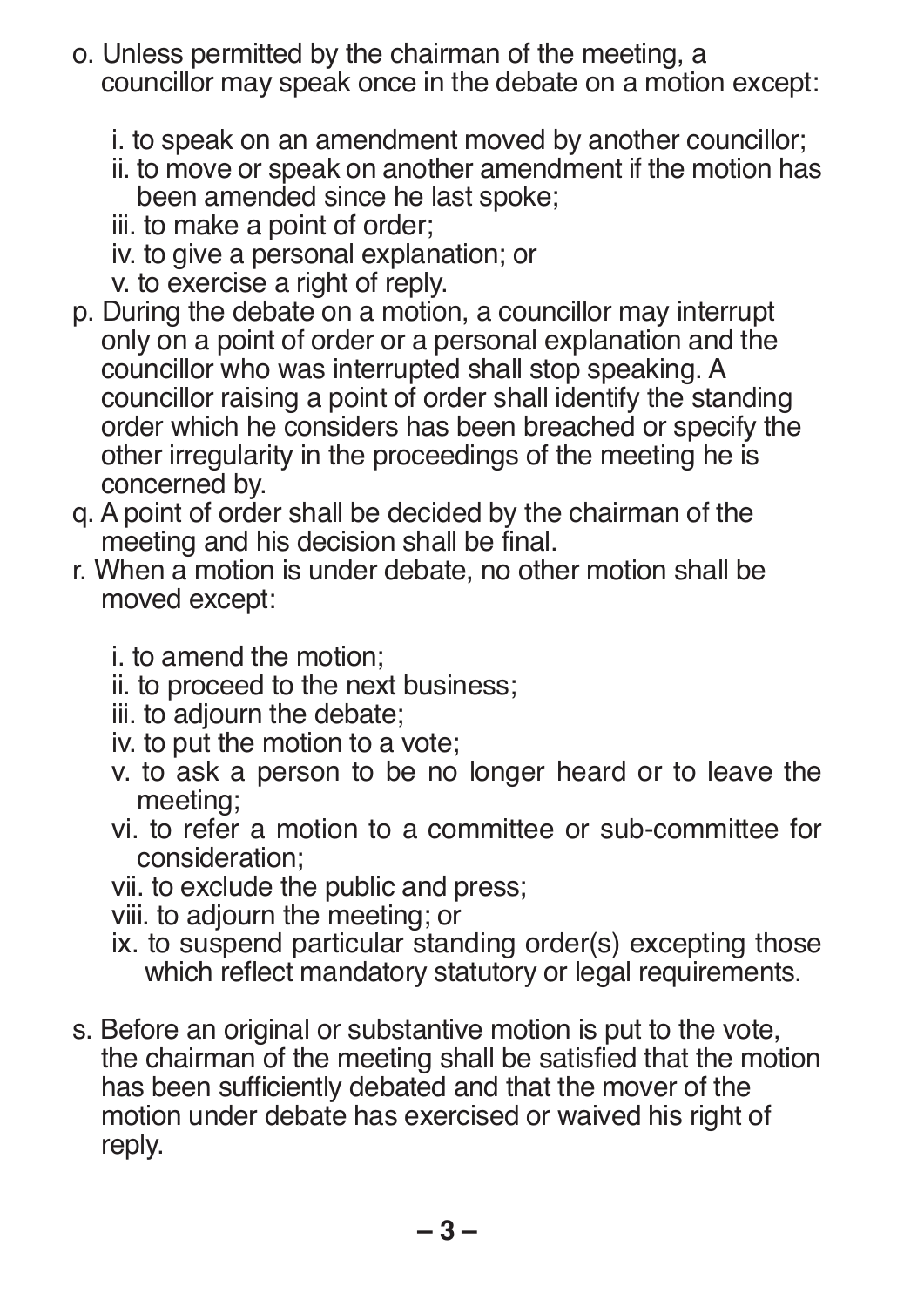o. Unless permitted by the chairman of the meeting, a councillor may speak once in the debate on a motion except:

   i. to speak on an amendment moved by another councillor;
   ii. to move or speak on another amendment if the motion has been amended since he last spoke;
   iii. to make a point of order;
   iv. to give a personal explanation; or
   v. to exercise a right of reply.

p. During the debate on a motion, a councillor may interrupt only on a point of order or a personal explanation and the councillor who was interrupted shall stop speaking. A councillor raising a point of order shall identify the standing order which he considers has been breached or specify the other irregularity in the proceedings of the meeting he is concerned by.

q. A point of order shall be decided by the chairman of the meeting and his decision shall be final.

r. When a motion is under debate, no other motion shall be moved except:

   i. to amend the motion;
   ii. to proceed to the next business;
   iii. to adjourn the debate;
   iv. to put the motion to a vote;
   v. to ask a person to be no longer heard or to leave the meeting;
   vi. to refer a motion to a committee or sub-committee for consideration;
   vii. to exclude the public and press;
   viii. to adjourn the meeting; or
   ix. to suspend particular standing order(s) excepting those which reflect mandatory statutory or legal requirements.

s. Before an original or substantive motion is put to the vote, the chairman of the meeting shall be satisfied that the motion has been sufficiently debated and that the mover of the motion under debate has exercised or waived his right of reply.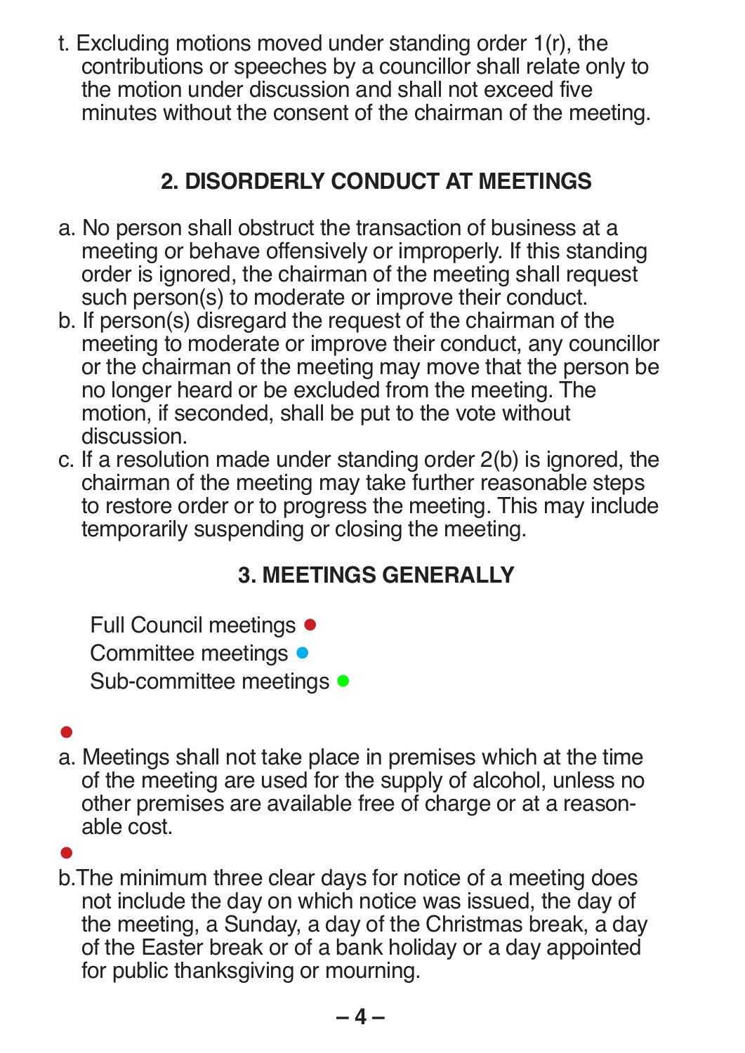t. Excluding motions moved under standing order 1(r), the contributions or speeches by a councillor shall relate only to the motion under discussion and shall not exceed five minutes without the consent of the chairman of the meeting.

## 2. DISORDERLY CONDUCT AT MEETINGS

a. No person shall obstruct the transaction of business at a meeting or behave offensively or improperly. If this standing order is ignored, the chairman of the meeting shall request such person(s) to moderate or improve their conduct.

b. If person(s) disregard the request of the chairman of the meeting to moderate or improve their conduct, any councillor or the chairman of the meeting may move that the person be no longer heard or be excluded from the meeting. The motion, if seconded, shall be put to the vote without discussion.

c. If a resolution made under standing order 2(b) is ignored, the chairman of the meeting may take further reasonable steps to restore order or to progress the meeting. This may include temporarily suspending or closing the meeting.

## 3. MEETINGS GENERALLY

Full Council meetings ●
Committee meetings ●
Sub-committee meetings ●

●

a. Meetings shall not take place in premises which at the time of the meeting are used for the supply of alcohol, unless no other premises are available free of charge or at a reasonable cost.

●

b. The minimum three clear days for notice of a meeting does not include the day on which notice was issued, the day of the meeting, a Sunday, a day of the Christmas break, a day of the Easter break or of a bank holiday or a day appointed for public thanksgiving or mourning.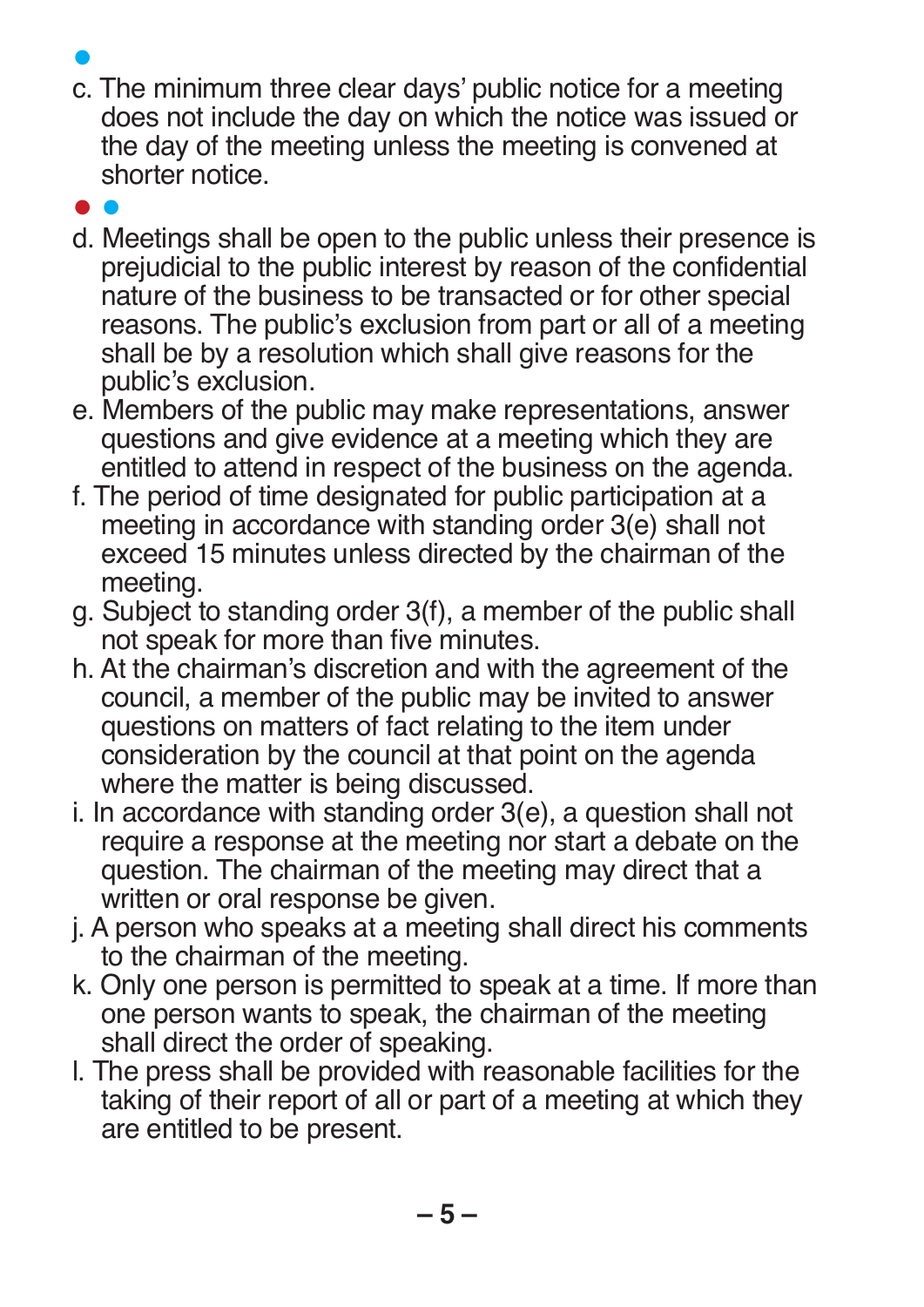c. The minimum three clear days' public notice for a meeting does not include the day on which the notice was issued or the day of the meeting unless the meeting is convened at shorter notice.

d. Meetings shall be open to the public unless their presence is prejudicial to the public interest by reason of the confidential nature of the business to be transacted or for other special reasons. The public's exclusion from part or all of a meeting shall be by a resolution which shall give reasons for the public's exclusion.

e. Members of the public may make representations, answer questions and give evidence at a meeting which they are entitled to attend in respect of the business on the agenda.

f. The period of time designated for public participation at a meeting in accordance with standing order 3(e) shall not exceed 15 minutes unless directed by the chairman of the meeting.

g. Subject to standing order 3(f), a member of the public shall not speak for more than five minutes.

h. At the chairman's discretion and with the agreement of the council, a member of the public may be invited to answer questions on matters of fact relating to the item under consideration by the council at that point on the agenda where the matter is being discussed.

i. In accordance with standing order 3(e), a question shall not require a response at the meeting nor start a debate on the question. The chairman of the meeting may direct that a written or oral response be given.

j. A person who speaks at a meeting shall direct his comments to the chairman of the meeting.

k. Only one person is permitted to speak at a time. If more than one person wants to speak, the chairman of the meeting shall direct the order of speaking.

l. The press shall be provided with reasonable facilities for the taking of their report of all or part of a meeting at which they are entitled to be present.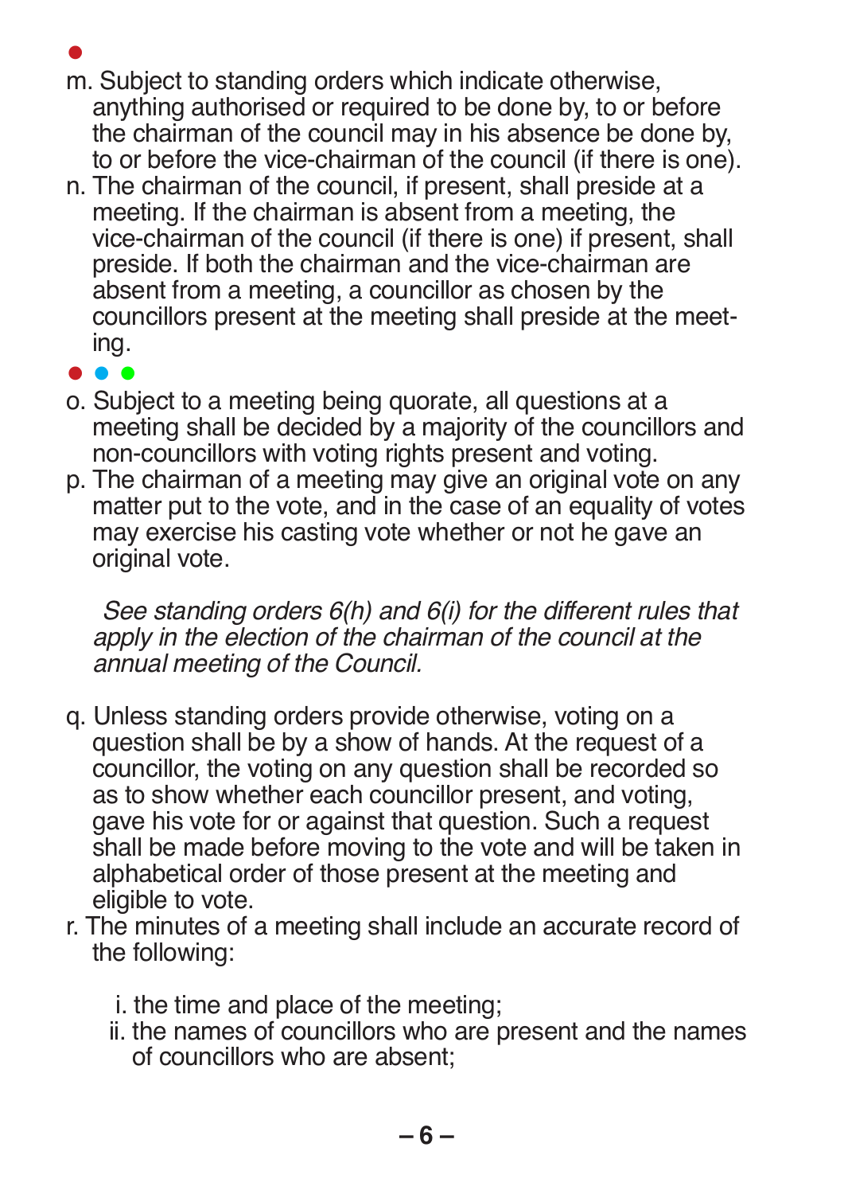●

m. Subject to standing orders which indicate otherwise, anything authorised or required to be done by, to or before the chairman of the council may in his absence be done by, to or before the vice-chairman of the council (if there is one).

n. The chairman of the council, if present, shall preside at a meeting. If the chairman is absent from a meeting, the vice-chairman of the council (if there is one) if present, shall preside. If both the chairman and the vice-chairman are absent from a meeting, a councillor as chosen by the councillors present at the meeting shall preside at the meeting.

● ● ●

o. Subject to a meeting being quorate, all questions at a meeting shall be decided by a majority of the councillors and non-councillors with voting rights present and voting.

p. The chairman of a meeting may give an original vote on any matter put to the vote, and in the case of an equality of votes may exercise his casting vote whether or not he gave an original vote.

*See standing orders 6(h) and 6(i) for the different rules that apply in the election of the chairman of the council at the annual meeting of the Council.*

q. Unless standing orders provide otherwise, voting on a question shall be by a show of hands. At the request of a councillor, the voting on any question shall be recorded so as to show whether each councillor present, and voting, gave his vote for or against that question. Such a request shall be made before moving to the vote and will be taken in alphabetical order of those present at the meeting and eligible to vote.

r. The minutes of a meeting shall include an accurate record of the following:

   i. the time and place of the meeting;
   ii. the names of councillors who are present and the names of councillors who are absent;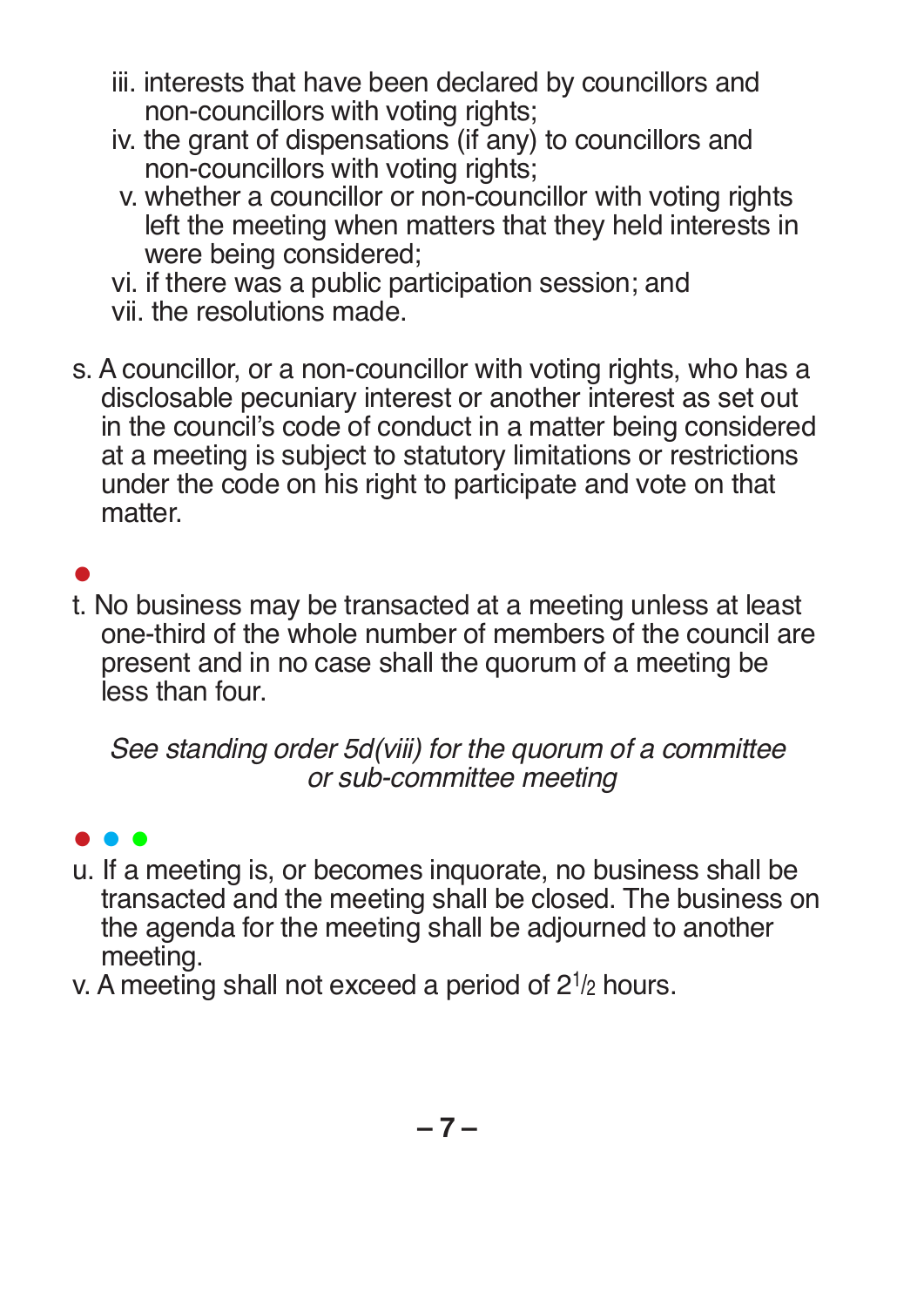- iii. interests that have been declared by councillors and non-councillors with voting rights;
- iv. the grant of dispensations (if any) to councillors and non-councillors with voting rights;
- v. whether a councillor or non-councillor with voting rights left the meeting when matters that they held interests in were being considered;
- vi. if there was a public participation session; and
- vii. the resolutions made.

s. A councillor, or a non-councillor with voting rights, who has a disclosable pecuniary interest or another interest as set out in the council's code of conduct in a matter being considered at a meeting is subject to statutory limitations or restrictions under the code on his right to participate and vote on that matter.

●

t. No business may be transacted at a meeting unless at least one-third of the whole number of members of the council are present and in no case shall the quorum of a meeting be less than four.

*See standing order 5d(viii) for the quorum of a committee or sub-committee meeting*

● ● ●

u. If a meeting is, or becomes inquorate, no business shall be transacted and the meeting shall be closed. The business on the agenda for the meeting shall be adjourned to another meeting.

v. A meeting shall not exceed a period of $2\frac{1}{2}$ hours.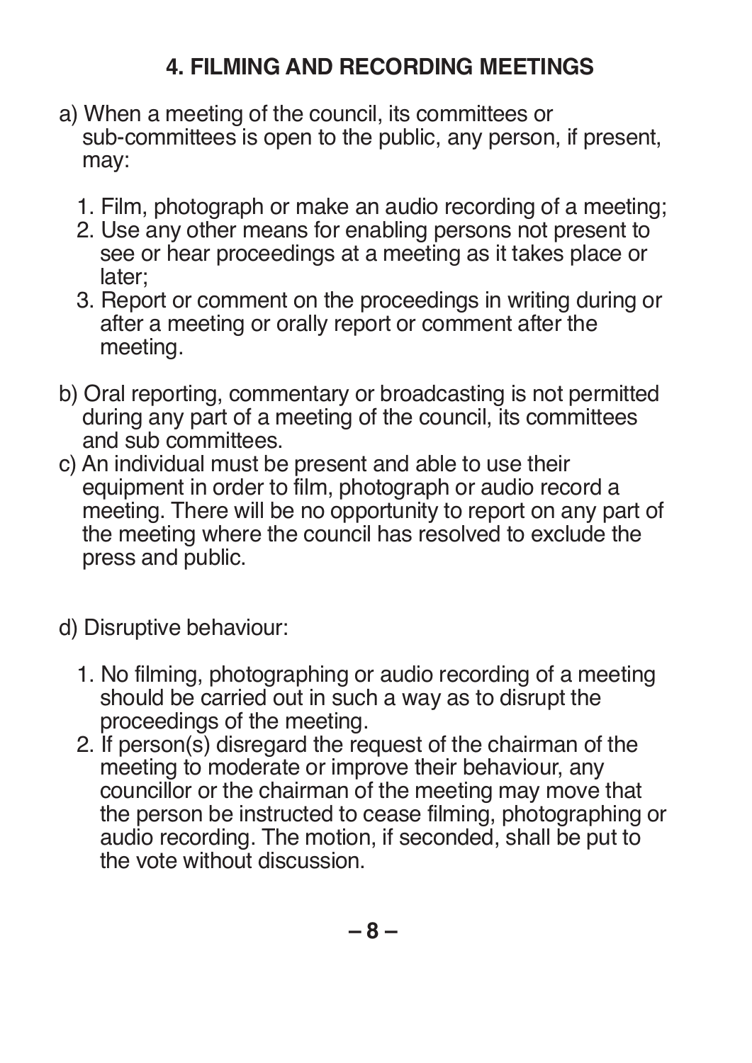## 4. FILMING AND RECORDING MEETINGS

a) When a meeting of the council, its committees or sub-committees is open to the public, any person, if present, may:

   1. Film, photograph or make an audio recording of a meeting;
   2. Use any other means for enabling persons not present to see or hear proceedings at a meeting as it takes place or later;
   3. Report or comment on the proceedings in writing during or after a meeting or orally report or comment after the meeting.

b) Oral reporting, commentary or broadcasting is not permitted during any part of a meeting of the council, its committees and sub committees.

c) An individual must be present and able to use their equipment in order to film, photograph or audio record a meeting. There will be no opportunity to report on any part of the meeting where the council has resolved to exclude the press and public.

d) Disruptive behaviour:

   1. No filming, photographing or audio recording of a meeting should be carried out in such a way as to disrupt the proceedings of the meeting.
   2. If person(s) disregard the request of the chairman of the meeting to moderate or improve their behaviour, any councillor or the chairman of the meeting may move that the person be instructed to cease filming, photographing or audio recording. The motion, if seconded, shall be put to the vote without discussion.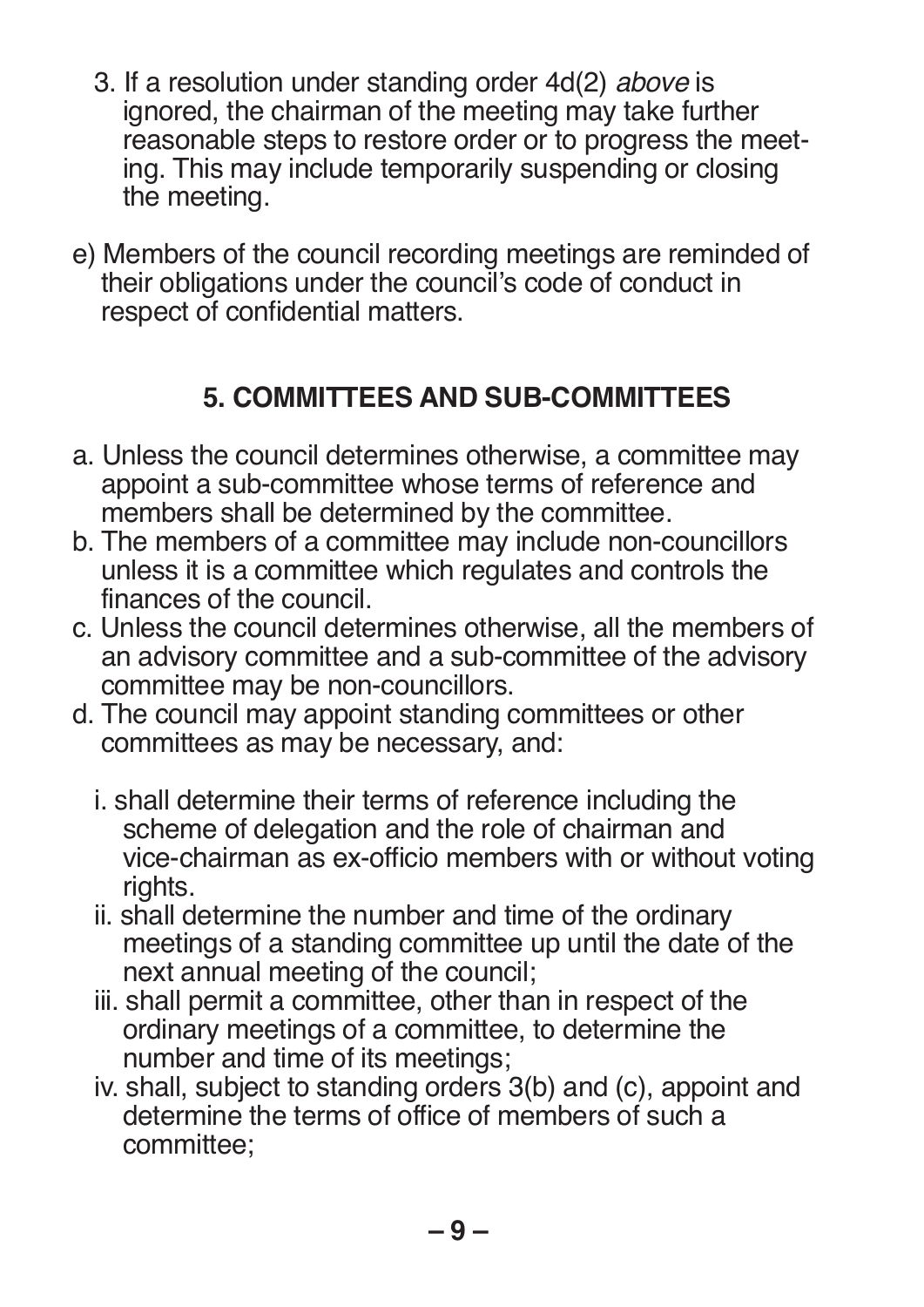3. If a resolution under standing order 4d(2) *above* is ignored, the chairman of the meeting may take further reasonable steps to restore order or to progress the meeting. This may include temporarily suspending or closing the meeting.

e) Members of the council recording meetings are reminded of their obligations under the council's code of conduct in respect of confidential matters.

## 5. COMMITTEES AND SUB-COMMITTEES

a. Unless the council determines otherwise, a committee may appoint a sub-committee whose terms of reference and members shall be determined by the committee.
b. The members of a committee may include non-councillors unless it is a committee which regulates and controls the finances of the council.
c. Unless the council determines otherwise, all the members of an advisory committee and a sub-committee of the advisory committee may be non-councillors.
d. The council may appoint standing committees or other committees as may be necessary, and:

   i. shall determine their terms of reference including the scheme of delegation and the role of chairman and vice-chairman as ex-officio members with or without voting rights.
   ii. shall determine the number and time of the ordinary meetings of a standing committee up until the date of the next annual meeting of the council;
   iii. shall permit a committee, other than in respect of the ordinary meetings of a committee, to determine the number and time of its meetings;
   iv. shall, subject to standing orders 3(b) and (c), appoint and determine the terms of office of members of such a committee;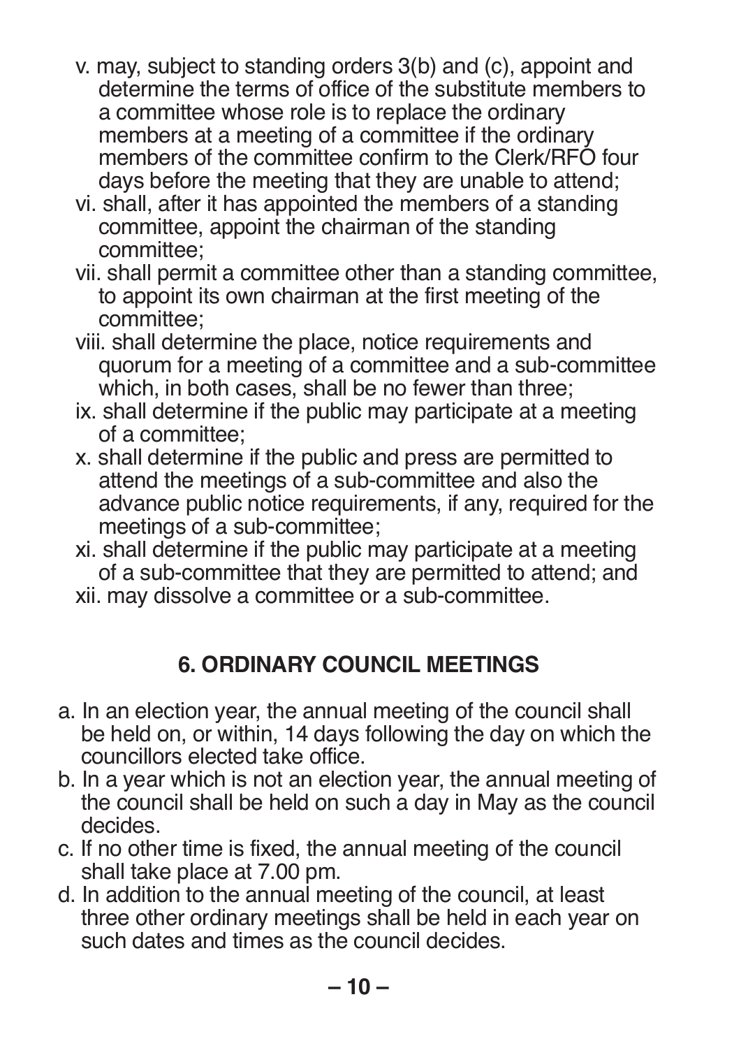v. may, subject to standing orders 3(b) and (c), appoint and determine the terms of office of the substitute members to a committee whose role is to replace the ordinary members at a meeting of a committee if the ordinary members of the committee confirm to the Clerk/RFO four days before the meeting that they are unable to attend;

vi. shall, after it has appointed the members of a standing committee, appoint the chairman of the standing committee;

vii. shall permit a committee other than a standing committee, to appoint its own chairman at the first meeting of the committee;

viii. shall determine the place, notice requirements and quorum for a meeting of a committee and a sub-committee which, in both cases, shall be no fewer than three;

ix. shall determine if the public may participate at a meeting of a committee;

x. shall determine if the public and press are permitted to attend the meetings of a sub-committee and also the advance public notice requirements, if any, required for the meetings of a sub-committee;

xi. shall determine if the public may participate at a meeting of a sub-committee that they are permitted to attend; and

xii. may dissolve a committee or a sub-committee.

## 6. ORDINARY COUNCIL MEETINGS

a. In an election year, the annual meeting of the council shall be held on, or within, 14 days following the day on which the councillors elected take office.

b. In a year which is not an election year, the annual meeting of the council shall be held on such a day in May as the council decides.

c. If no other time is fixed, the annual meeting of the council shall take place at 7.00 pm.

d. In addition to the annual meeting of the council, at least three other ordinary meetings shall be held in each year on such dates and times as the council decides.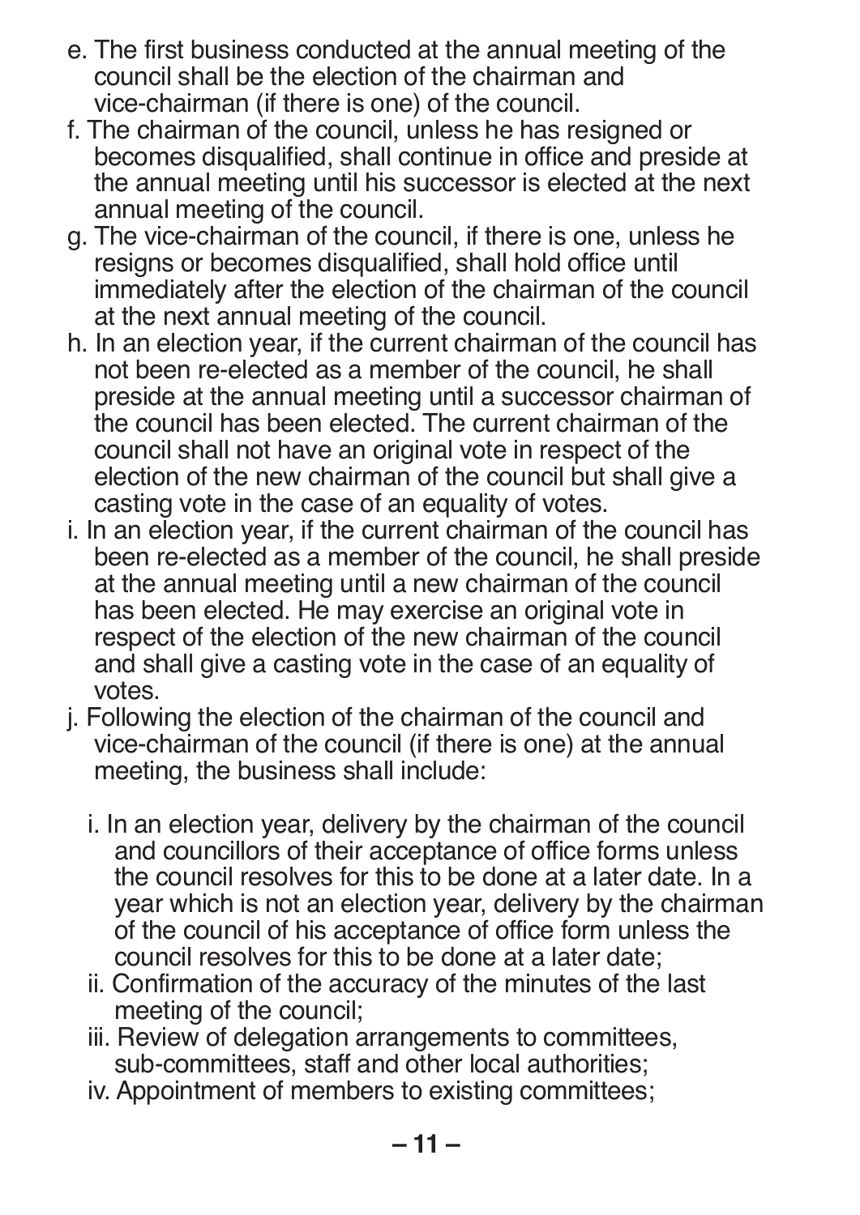e. The first business conducted at the annual meeting of the council shall be the election of the chairman and vice-chairman (if there is one) of the council.

f. The chairman of the council, unless he has resigned or becomes disqualified, shall continue in office and preside at the annual meeting until his successor is elected at the next annual meeting of the council.

g. The vice-chairman of the council, if there is one, unless he resigns or becomes disqualified, shall hold office until immediately after the election of the chairman of the council at the next annual meeting of the council.

h. In an election year, if the current chairman of the council has not been re-elected as a member of the council, he shall preside at the annual meeting until a successor chairman of the council has been elected. The current chairman of the council shall not have an original vote in respect of the election of the new chairman of the council but shall give a casting vote in the case of an equality of votes.

i. In an election year, if the current chairman of the council has been re-elected as a member of the council, he shall preside at the annual meeting until a new chairman of the council has been elected. He may exercise an original vote in respect of the election of the new chairman of the council and shall give a casting vote in the case of an equality of votes.

j. Following the election of the chairman of the council and vice-chairman of the council (if there is one) at the annual meeting, the business shall include:

   i. In an election year, delivery by the chairman of the council and councillors of their acceptance of office forms unless the council resolves for this to be done at a later date. In a year which is not an election year, delivery by the chairman of the council of his acceptance of office form unless the council resolves for this to be done at a later date;

   ii. Confirmation of the accuracy of the minutes of the last meeting of the council;

   iii. Review of delegation arrangements to committees, sub-committees, staff and other local authorities;

   iv. Appointment of members to existing committees;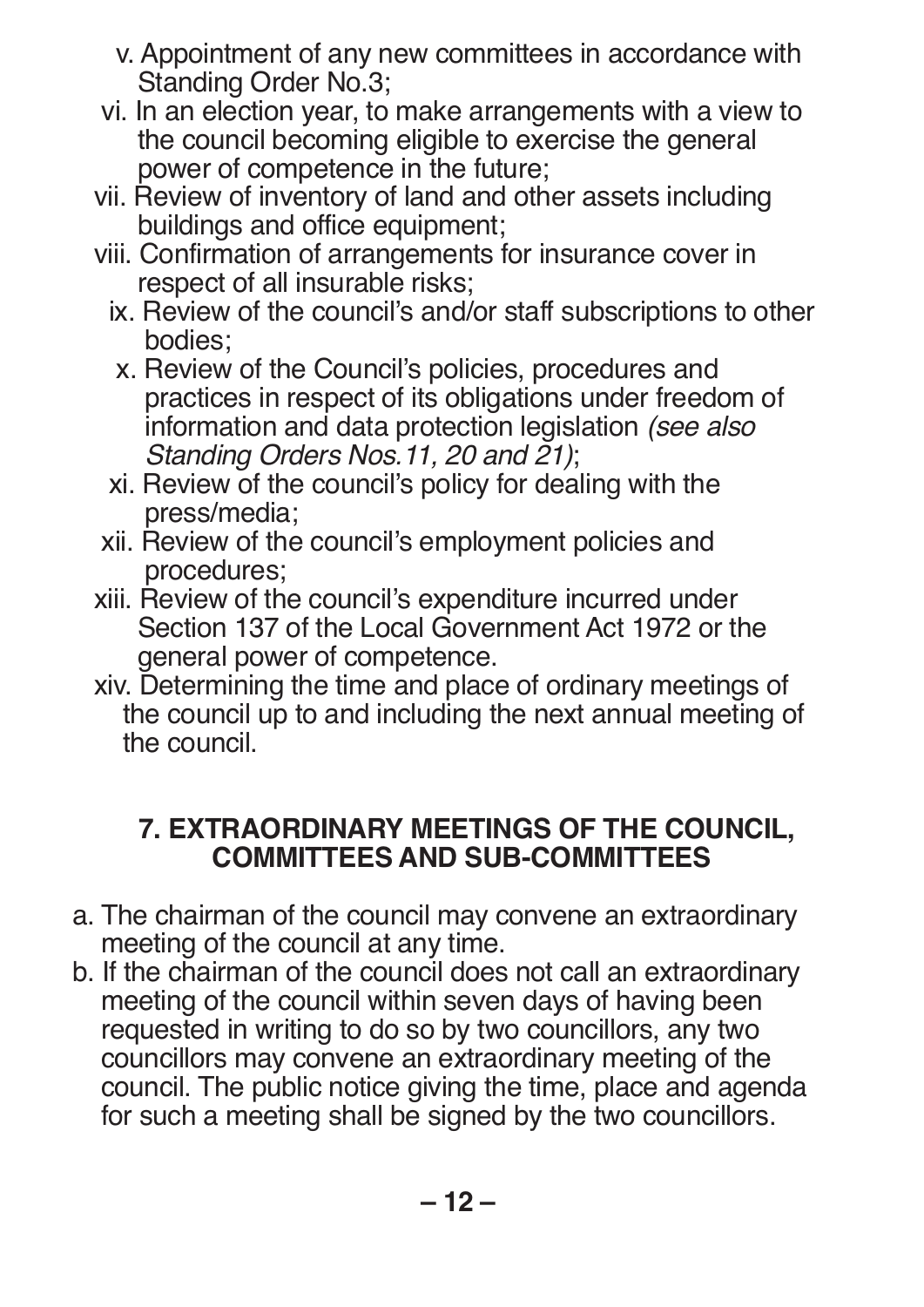v. Appointment of any new committees in accordance with Standing Order No.3;

vi. In an election year, to make arrangements with a view to the council becoming eligible to exercise the general power of competence in the future;

vii. Review of inventory of land and other assets including buildings and office equipment;

viii. Confirmation of arrangements for insurance cover in respect of all insurable risks;

ix. Review of the council's and/or staff subscriptions to other bodies;

x. Review of the Council's policies, procedures and practices in respect of its obligations under freedom of information and data protection legislation *(see also Standing Orders Nos.11, 20 and 21)*;

xi. Review of the council's policy for dealing with the press/media;

xii. Review of the council's employment policies and procedures;

xiii. Review of the council's expenditure incurred under Section 137 of the Local Government Act 1972 or the general power of competence.

xiv. Determining the time and place of ordinary meetings of the council up to and including the next annual meeting of the council.

## 7. EXTRAORDINARY MEETINGS OF THE COUNCIL, COMMITTEES AND SUB-COMMITTEES

a. The chairman of the council may convene an extraordinary meeting of the council at any time.

b. If the chairman of the council does not call an extraordinary meeting of the council within seven days of having been requested in writing to do so by two councillors, any two councillors may convene an extraordinary meeting of the council. The public notice giving the time, place and agenda for such a meeting shall be signed by the two councillors.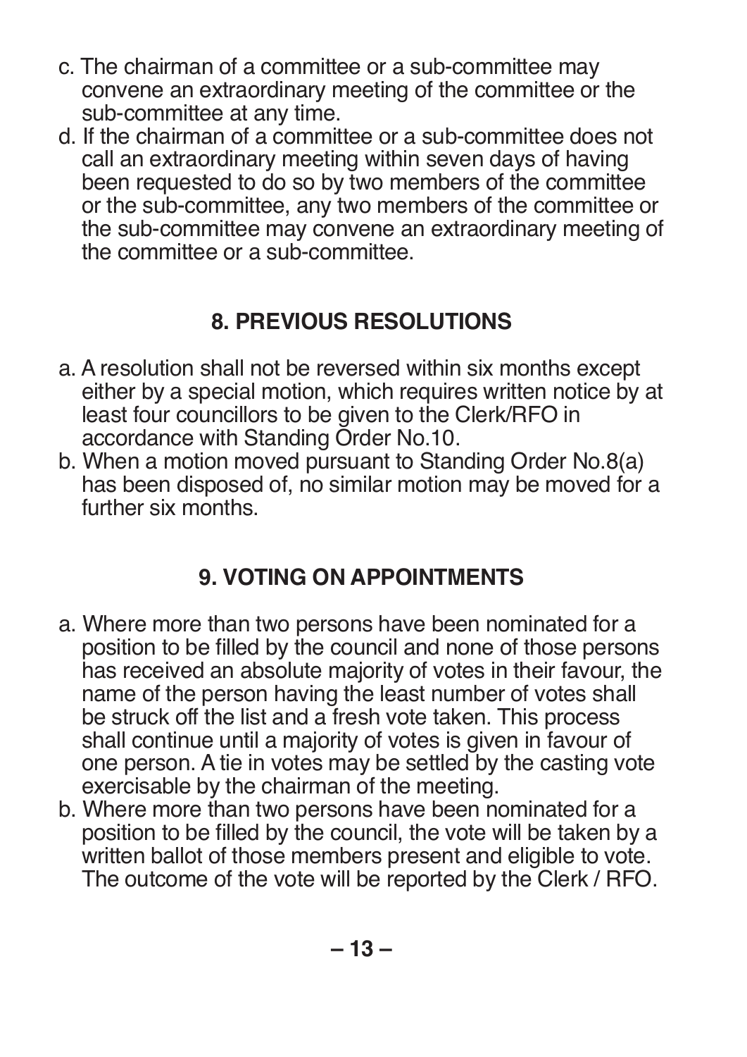c. The chairman of a committee or a sub-committee may convene an extraordinary meeting of the committee or the sub-committee at any time.

d. If the chairman of a committee or a sub-committee does not call an extraordinary meeting within seven days of having been requested to do so by two members of the committee or the sub-committee, any two members of the committee or the sub-committee may convene an extraordinary meeting of the committee or a sub-committee.

## 8. PREVIOUS RESOLUTIONS

a. A resolution shall not be reversed within six months except either by a special motion, which requires written notice by at least four councillors to be given to the Clerk/RFO in accordance with Standing Order No.10.

b. When a motion moved pursuant to Standing Order No.8(a) has been disposed of, no similar motion may be moved for a further six months.

## 9. VOTING ON APPOINTMENTS

a. Where more than two persons have been nominated for a position to be filled by the council and none of those persons has received an absolute majority of votes in their favour, the name of the person having the least number of votes shall be struck off the list and a fresh vote taken. This process shall continue until a majority of votes is given in favour of one person. A tie in votes may be settled by the casting vote exercisable by the chairman of the meeting.

b. Where more than two persons have been nominated for a position to be filled by the council, the vote will be taken by a written ballot of those members present and eligible to vote. The outcome of the vote will be reported by the Clerk / RFO.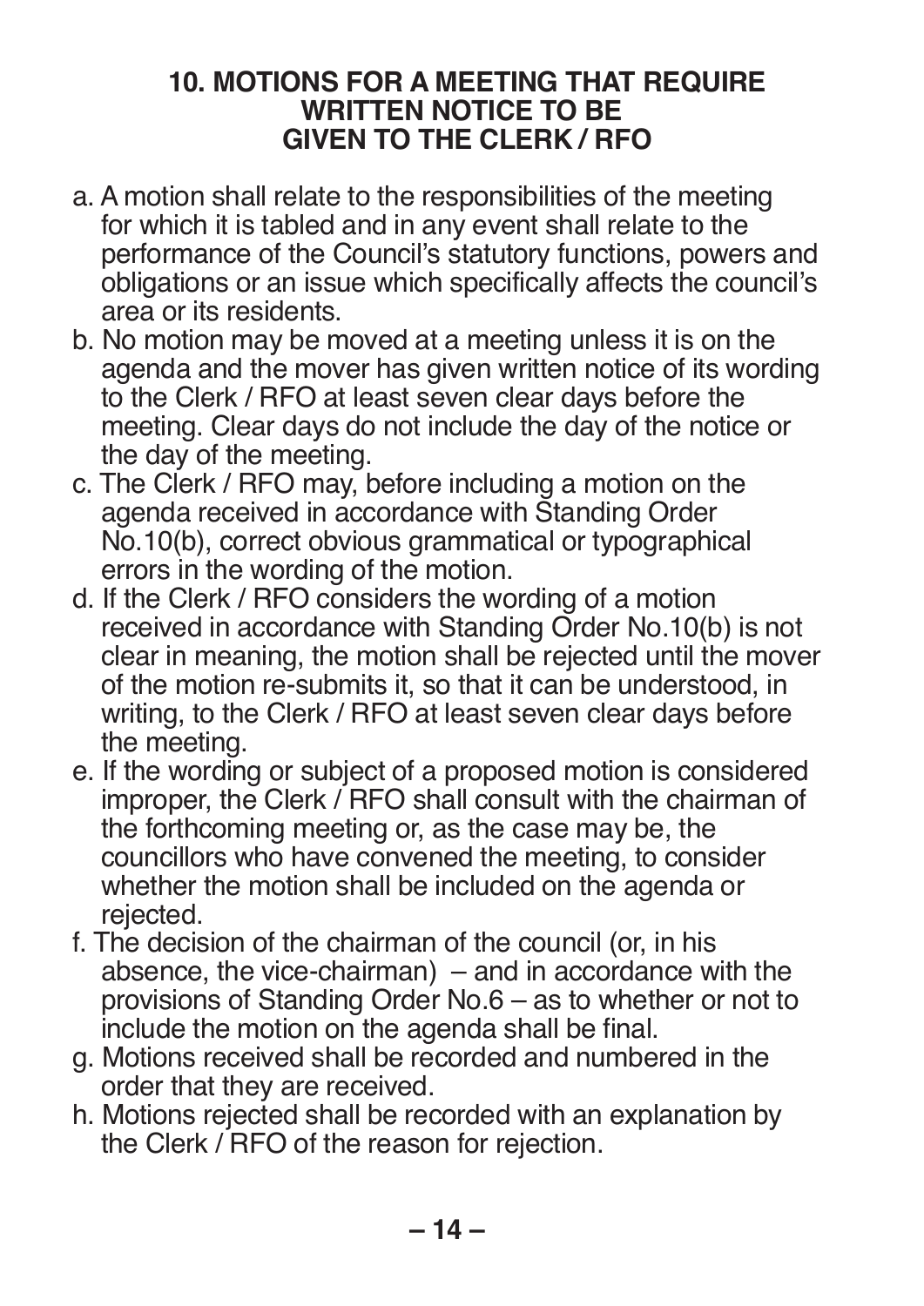## 10. MOTIONS FOR A MEETING THAT REQUIRE WRITTEN NOTICE TO BE GIVEN TO THE CLERK / RFO

a. A motion shall relate to the responsibilities of the meeting for which it is tabled and in any event shall relate to the performance of the Council's statutory functions, powers and obligations or an issue which specifically affects the council's area or its residents.

b. No motion may be moved at a meeting unless it is on the agenda and the mover has given written notice of its wording to the Clerk / RFO at least seven clear days before the meeting. Clear days do not include the day of the notice or the day of the meeting.

c. The Clerk / RFO may, before including a motion on the agenda received in accordance with Standing Order No.10(b), correct obvious grammatical or typographical errors in the wording of the motion.

d. If the Clerk / RFO considers the wording of a motion received in accordance with Standing Order No.10(b) is not clear in meaning, the motion shall be rejected until the mover of the motion re-submits it, so that it can be understood, in writing, to the Clerk / RFO at least seven clear days before the meeting.

e. If the wording or subject of a proposed motion is considered improper, the Clerk / RFO shall consult with the chairman of the forthcoming meeting or, as the case may be, the councillors who have convened the meeting, to consider whether the motion shall be included on the agenda or rejected.

f. The decision of the chairman of the council (or, in his absence, the vice-chairman) – and in accordance with the provisions of Standing Order No.6 – as to whether or not to include the motion on the agenda shall be final.

g. Motions received shall be recorded and numbered in the order that they are received.

h. Motions rejected shall be recorded with an explanation by the Clerk / RFO of the reason for rejection.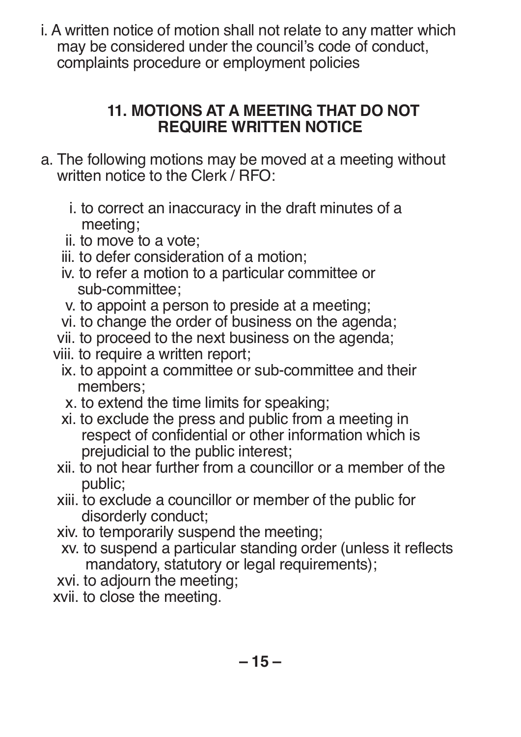i. A written notice of motion shall not relate to any matter which may be considered under the council's code of conduct, complaints procedure or employment policies

## 11. MOTIONS AT A MEETING THAT DO NOT REQUIRE WRITTEN NOTICE

a. The following motions may be moved at a meeting without written notice to the Clerk / RFO:

    i. to correct an inaccuracy in the draft minutes of a meeting;
    ii. to move to a vote;
    iii. to defer consideration of a motion;
    iv. to refer a motion to a particular committee or sub-committee;
    v. to appoint a person to preside at a meeting;
    vi. to change the order of business on the agenda;
    vii. to proceed to the next business on the agenda;
    viii. to require a written report;
    ix. to appoint a committee or sub-committee and their members;
    x. to extend the time limits for speaking;
    xi. to exclude the press and public from a meeting in respect of confidential or other information which is prejudicial to the public interest;
    xii. to not hear further from a councillor or a member of the public;
    xiii. to exclude a councillor or member of the public for disorderly conduct;
    xiv. to temporarily suspend the meeting;
    xv. to suspend a particular standing order (unless it reflects mandatory, statutory or legal requirements);
    xvi. to adjourn the meeting;
    xvii. to close the meeting.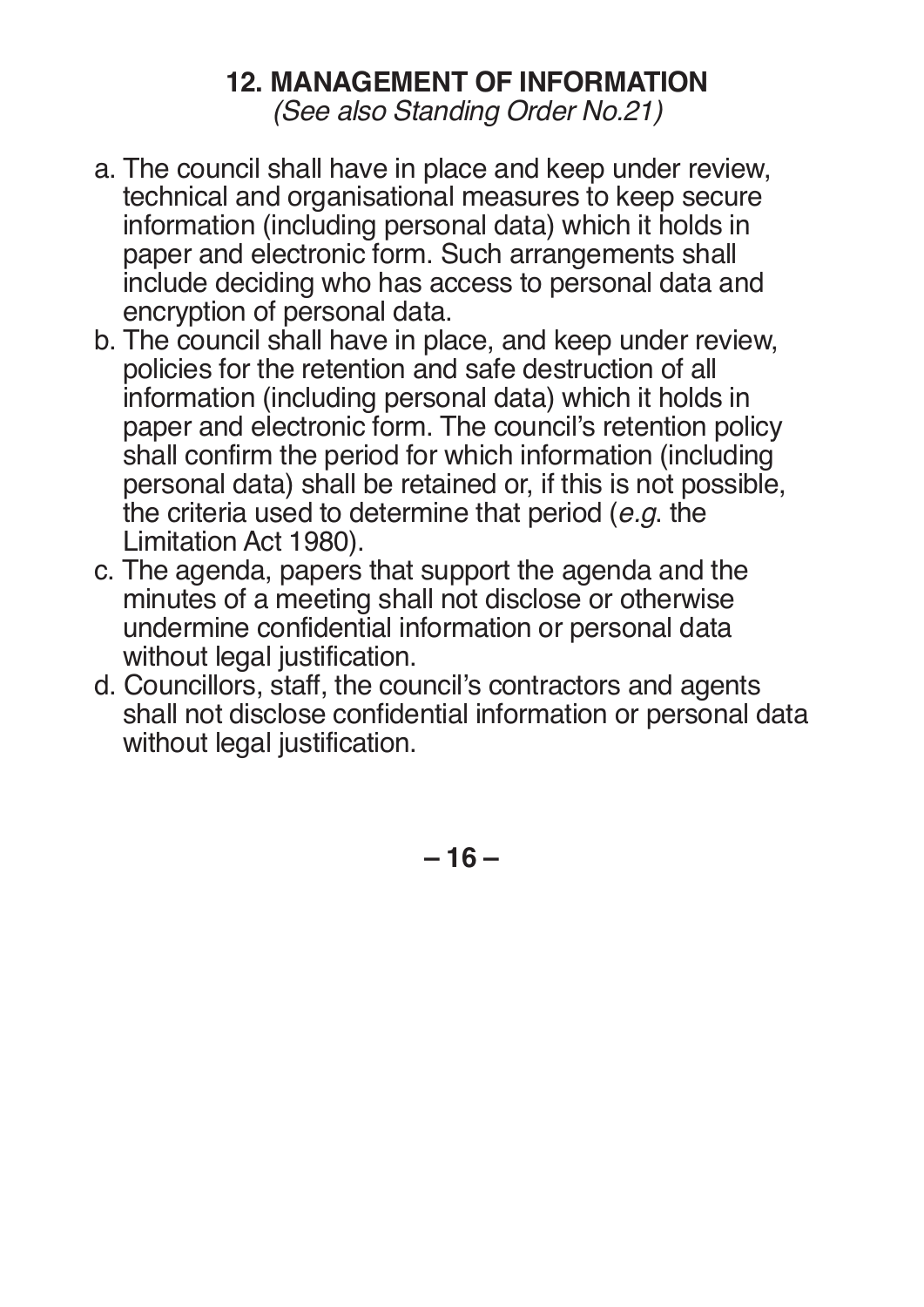## 12. MANAGEMENT OF INFORMATION

*(See also Standing Order No.21)*

a. The council shall have in place and keep under review, technical and organisational measures to keep secure information (including personal data) which it holds in paper and electronic form. Such arrangements shall include deciding who has access to personal data and encryption of personal data.

b. The council shall have in place, and keep under review, policies for the retention and safe destruction of all information (including personal data) which it holds in paper and electronic form. The council's retention policy shall confirm the period for which information (including personal data) shall be retained or, if this is not possible, the criteria used to determine that period (*e.g*. the Limitation Act 1980).

c. The agenda, papers that support the agenda and the minutes of a meeting shall not disclose or otherwise undermine confidential information or personal data without legal justification.

d. Councillors, staff, the council's contractors and agents shall not disclose confidential information or personal data without legal justification.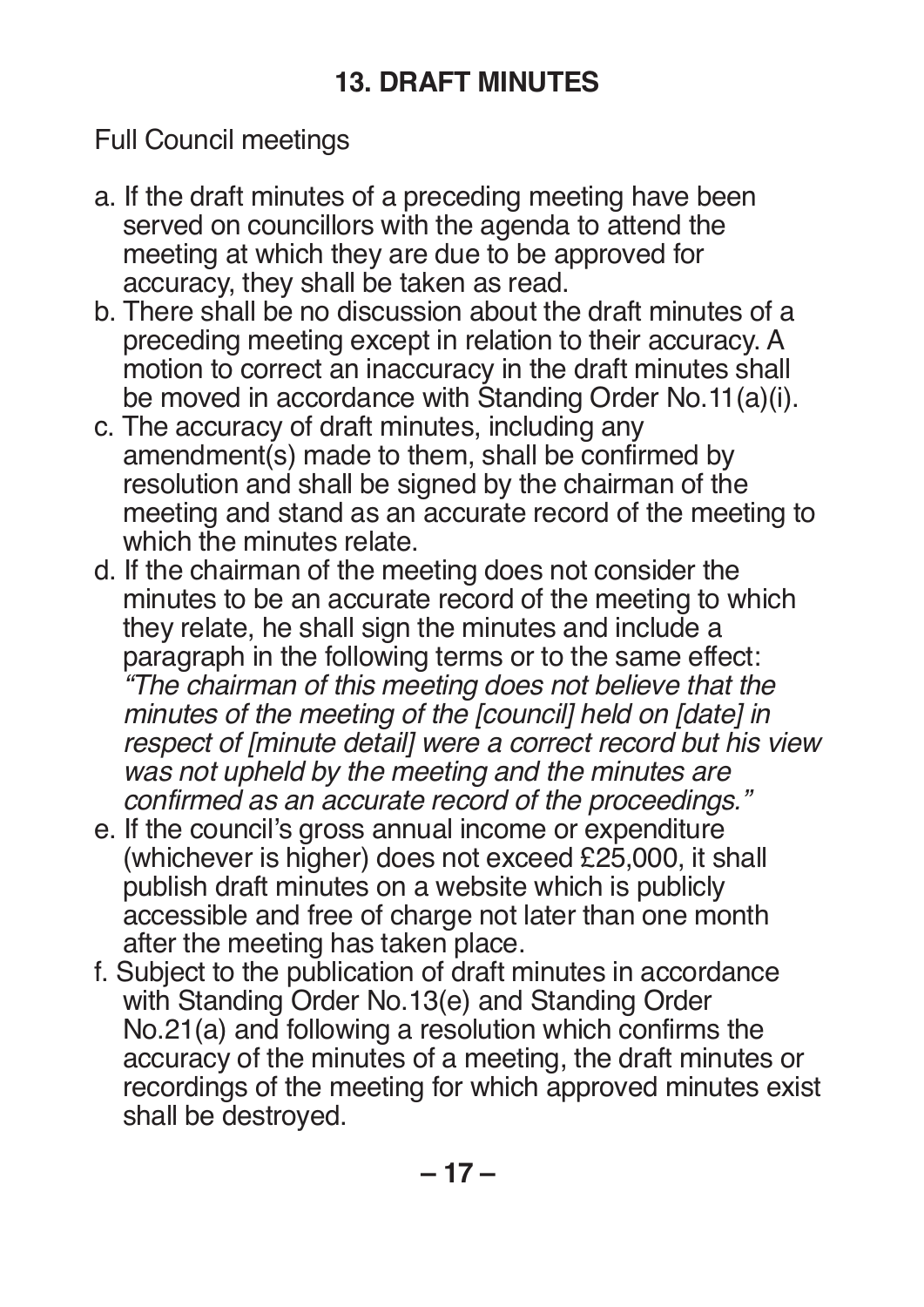## 13. DRAFT MINUTES

Full Council meetings

a. If the draft minutes of a preceding meeting have been served on councillors with the agenda to attend the meeting at which they are due to be approved for accuracy, they shall be taken as read.
b. There shall be no discussion about the draft minutes of a preceding meeting except in relation to their accuracy. A motion to correct an inaccuracy in the draft minutes shall be moved in accordance with Standing Order No.11(a)(i).
c. The accuracy of draft minutes, including any amendment(s) made to them, shall be confirmed by resolution and shall be signed by the chairman of the meeting and stand as an accurate record of the meeting to which the minutes relate.
d. If the chairman of the meeting does not consider the minutes to be an accurate record of the meeting to which they relate, he shall sign the minutes and include a paragraph in the following terms or to the same effect: *"The chairman of this meeting does not believe that the minutes of the meeting of the [council] held on [date] in respect of [minute detail] were a correct record but his view was not upheld by the meeting and the minutes are confirmed as an accurate record of the proceedings."*
e. If the council's gross annual income or expenditure (whichever is higher) does not exceed £25,000, it shall publish draft minutes on a website which is publicly accessible and free of charge not later than one month after the meeting has taken place.
f. Subject to the publication of draft minutes in accordance with Standing Order No.13(e) and Standing Order No.21(a) and following a resolution which confirms the accuracy of the minutes of a meeting, the draft minutes or recordings of the meeting for which approved minutes exist shall be destroyed.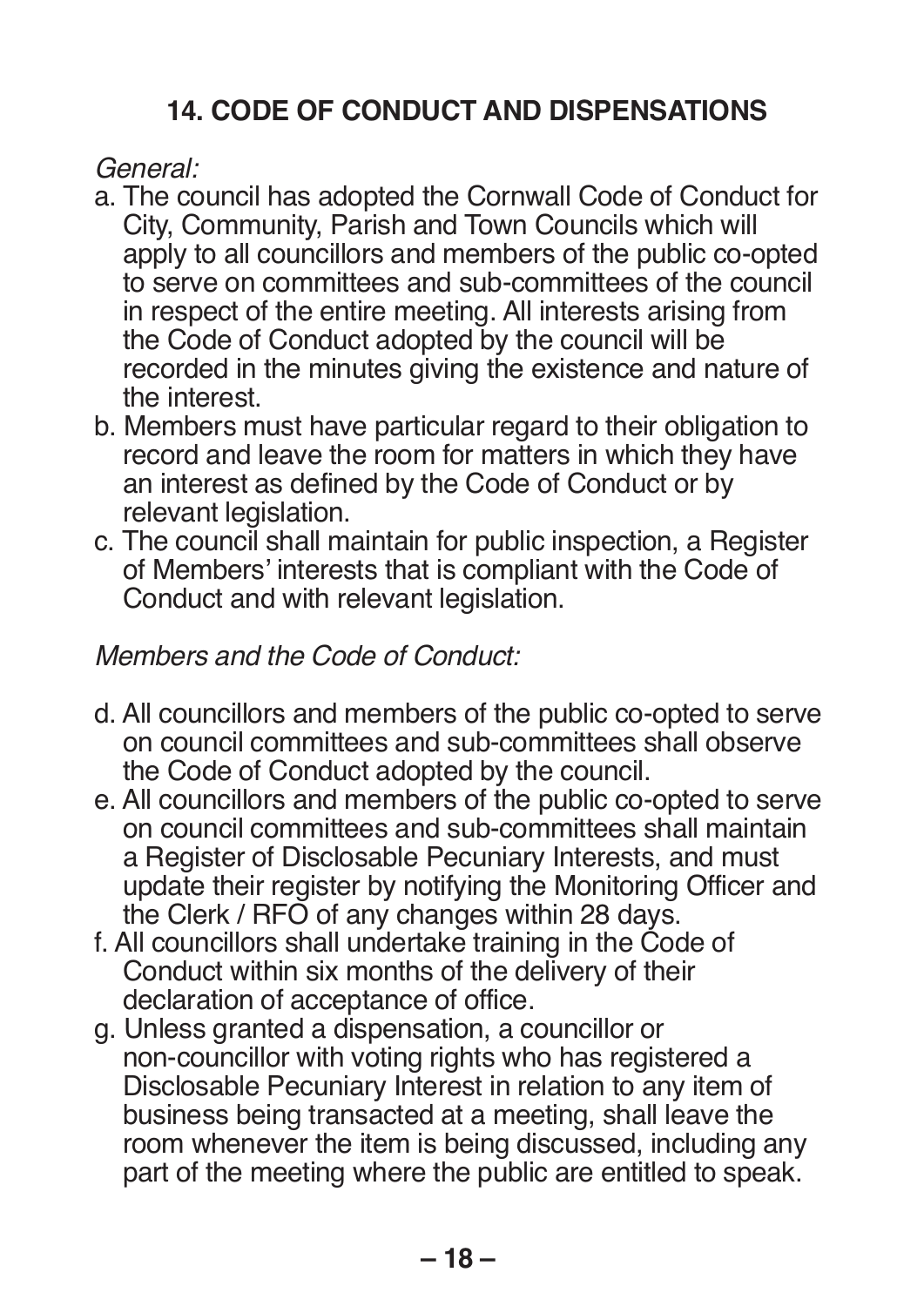## 14. CODE OF CONDUCT AND DISPENSATIONS

*General:*

a. The council has adopted the Cornwall Code of Conduct for City, Community, Parish and Town Councils which will apply to all councillors and members of the public co-opted to serve on committees and sub-committees of the council in respect of the entire meeting. All interests arising from the Code of Conduct adopted by the council will be recorded in the minutes giving the existence and nature of the interest.

b. Members must have particular regard to their obligation to record and leave the room for matters in which they have an interest as defined by the Code of Conduct or by relevant legislation.

c. The council shall maintain for public inspection, a Register of Members' interests that is compliant with the Code of Conduct and with relevant legislation.

*Members and the Code of Conduct:*

d. All councillors and members of the public co-opted to serve on council committees and sub-committees shall observe the Code of Conduct adopted by the council.

e. All councillors and members of the public co-opted to serve on council committees and sub-committees shall maintain a Register of Disclosable Pecuniary Interests, and must update their register by notifying the Monitoring Officer and the Clerk / RFO of any changes within 28 days.

f. All councillors shall undertake training in the Code of Conduct within six months of the delivery of their declaration of acceptance of office.

g. Unless granted a dispensation, a councillor or non-councillor with voting rights who has registered a Disclosable Pecuniary Interest in relation to any item of business being transacted at a meeting, shall leave the room whenever the item is being discussed, including any part of the meeting where the public are entitled to speak.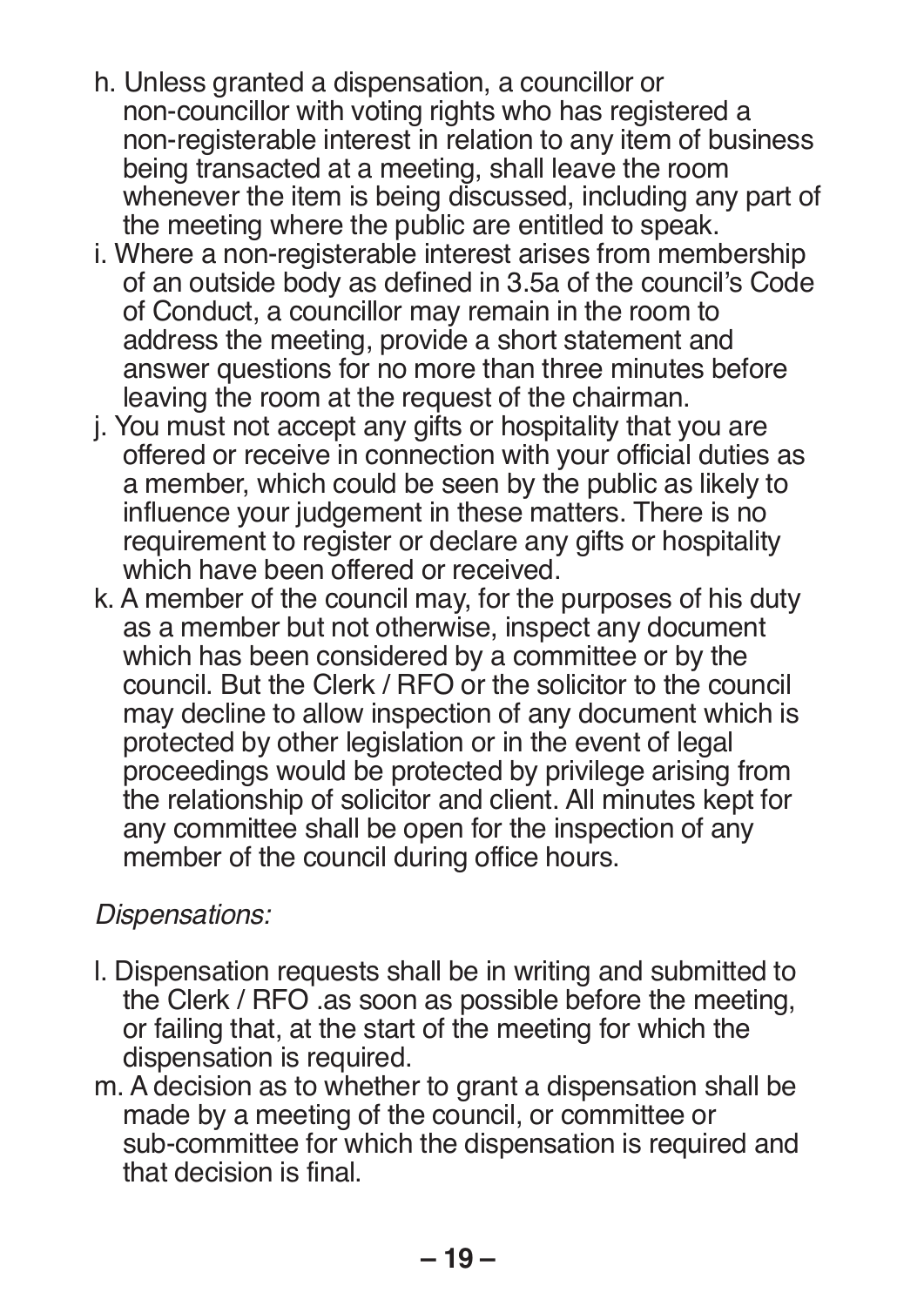h. Unless granted a dispensation, a councillor or non-councillor with voting rights who has registered a non-registerable interest in relation to any item of business being transacted at a meeting, shall leave the room whenever the item is being discussed, including any part of the meeting where the public are entitled to speak.

i. Where a non-registerable interest arises from membership of an outside body as defined in 3.5a of the council's Code of Conduct, a councillor may remain in the room to address the meeting, provide a short statement and answer questions for no more than three minutes before leaving the room at the request of the chairman.

j. You must not accept any gifts or hospitality that you are offered or receive in connection with your official duties as a member, which could be seen by the public as likely to influence your judgement in these matters. There is no requirement to register or declare any gifts or hospitality which have been offered or received.

k. A member of the council may, for the purposes of his duty as a member but not otherwise, inspect any document which has been considered by a committee or by the council. But the Clerk / RFO or the solicitor to the council may decline to allow inspection of any document which is protected by other legislation or in the event of legal proceedings would be protected by privilege arising from the relationship of solicitor and client. All minutes kept for any committee shall be open for the inspection of any member of the council during office hours.

*Dispensations:*

l. Dispensation requests shall be in writing and submitted to the Clerk / RFO .as soon as possible before the meeting, or failing that, at the start of the meeting for which the dispensation is required.

m. A decision as to whether to grant a dispensation shall be made by a meeting of the council, or committee or sub-committee for which the dispensation is required and that decision is final.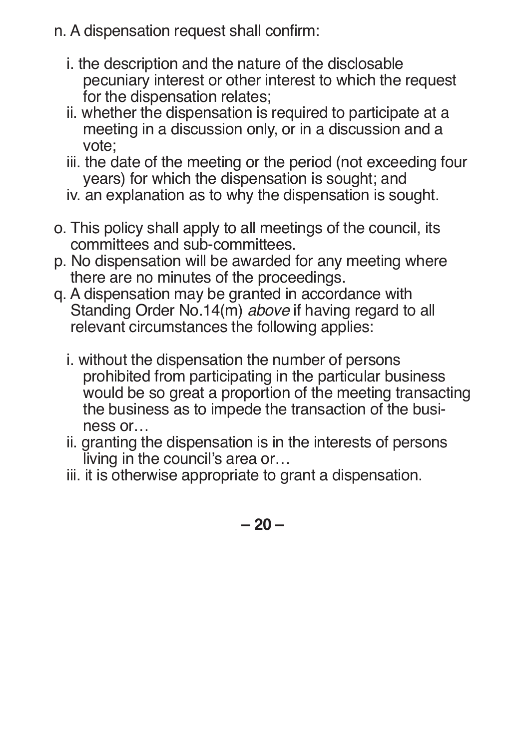n. A dispensation request shall confirm:

  i. the description and the nature of the disclosable pecuniary interest or other interest to which the request for the dispensation relates;
  ii. whether the dispensation is required to participate at a meeting in a discussion only, or in a discussion and a vote;
  iii. the date of the meeting or the period (not exceeding four years) for which the dispensation is sought; and
  iv. an explanation as to why the dispensation is sought.

o. This policy shall apply to all meetings of the council, its committees and sub-committees.

p. No dispensation will be awarded for any meeting where there are no minutes of the proceedings.

q. A dispensation may be granted in accordance with Standing Order No.14(m) *above* if having regard to all relevant circumstances the following applies:

  i. without the dispensation the number of persons prohibited from participating in the particular business would be so great a proportion of the meeting transacting the business as to impede the transaction of the business or…
  ii. granting the dispensation is in the interests of persons living in the council's area or…
  iii. it is otherwise appropriate to grant a dispensation.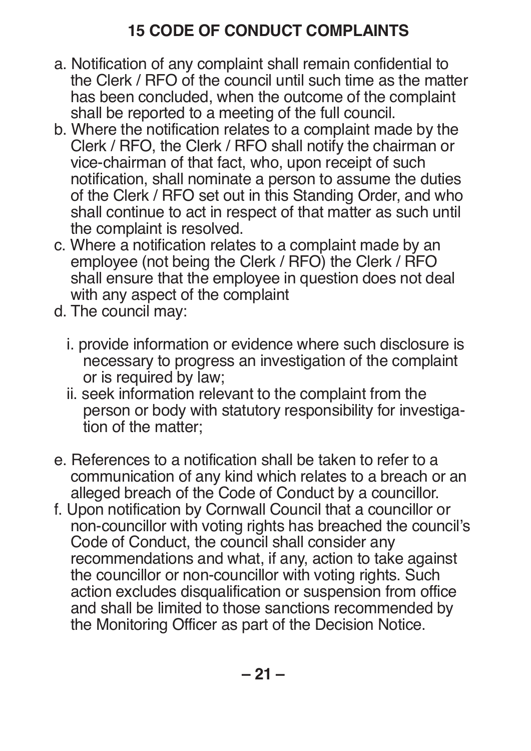## 15 CODE OF CONDUCT COMPLAINTS

a. Notification of any complaint shall remain confidential to the Clerk / RFO of the council until such time as the matter has been concluded, when the outcome of the complaint shall be reported to a meeting of the full council.

b. Where the notification relates to a complaint made by the Clerk / RFO, the Clerk / RFO shall notify the chairman or vice-chairman of that fact, who, upon receipt of such notification, shall nominate a person to assume the duties of the Clerk / RFO set out in this Standing Order, and who shall continue to act in respect of that matter as such until the complaint is resolved.

c. Where a notification relates to a complaint made by an employee (not being the Clerk / RFO) the Clerk / RFO shall ensure that the employee in question does not deal with any aspect of the complaint

d. The council may:

   i. provide information or evidence where such disclosure is necessary to progress an investigation of the complaint or is required by law;

   ii. seek information relevant to the complaint from the person or body with statutory responsibility for investigation of the matter;

e. References to a notification shall be taken to refer to a communication of any kind which relates to a breach or an alleged breach of the Code of Conduct by a councillor.

f. Upon notification by Cornwall Council that a councillor or non-councillor with voting rights has breached the council's Code of Conduct, the council shall consider any recommendations and what, if any, action to take against the councillor or non-councillor with voting rights. Such action excludes disqualification or suspension from office and shall be limited to those sanctions recommended by the Monitoring Officer as part of the Decision Notice.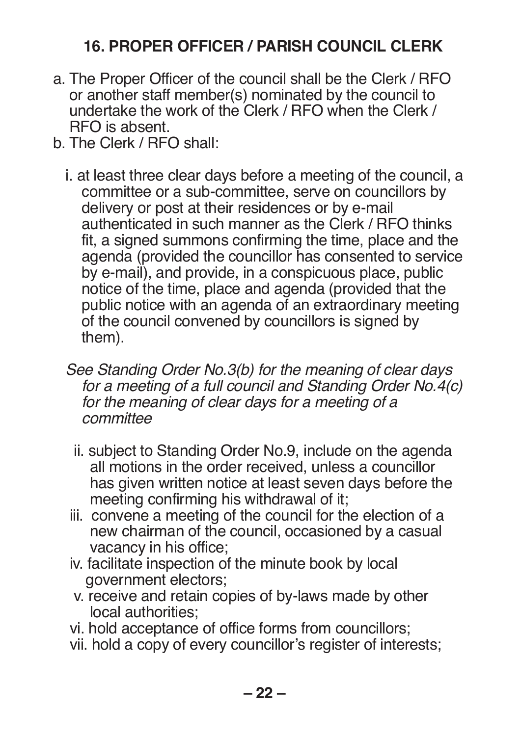## 16. PROPER OFFICER / PARISH COUNCIL CLERK

a. The Proper Officer of the council shall be the Clerk / RFO or another staff member(s) nominated by the council to undertake the work of the Clerk / RFO when the Clerk / RFO is absent.

b. The Clerk / RFO shall:

   i. at least three clear days before a meeting of the council, a committee or a sub-committee, serve on councillors by delivery or post at their residences or by e-mail authenticated in such manner as the Clerk / RFO thinks fit, a signed summons confirming the time, place and the agenda (provided the councillor has consented to service by e-mail), and provide, in a conspicuous place, public notice of the time, place and agenda (provided that the public notice with an agenda of an extraordinary meeting of the council convened by councillors is signed by them).

   *See Standing Order No.3(b) for the meaning of clear days for a meeting of a full council and Standing Order No.4(c) for the meaning of clear days for a meeting of a committee*

   ii. subject to Standing Order No.9, include on the agenda all motions in the order received, unless a councillor has given written notice at least seven days before the meeting confirming his withdrawal of it;

   iii. convene a meeting of the council for the election of a new chairman of the council, occasioned by a casual vacancy in his office;

   iv. facilitate inspection of the minute book by local government electors;

   v. receive and retain copies of by-laws made by other local authorities;

   vi. hold acceptance of office forms from councillors;

   vii. hold a copy of every councillor's register of interests;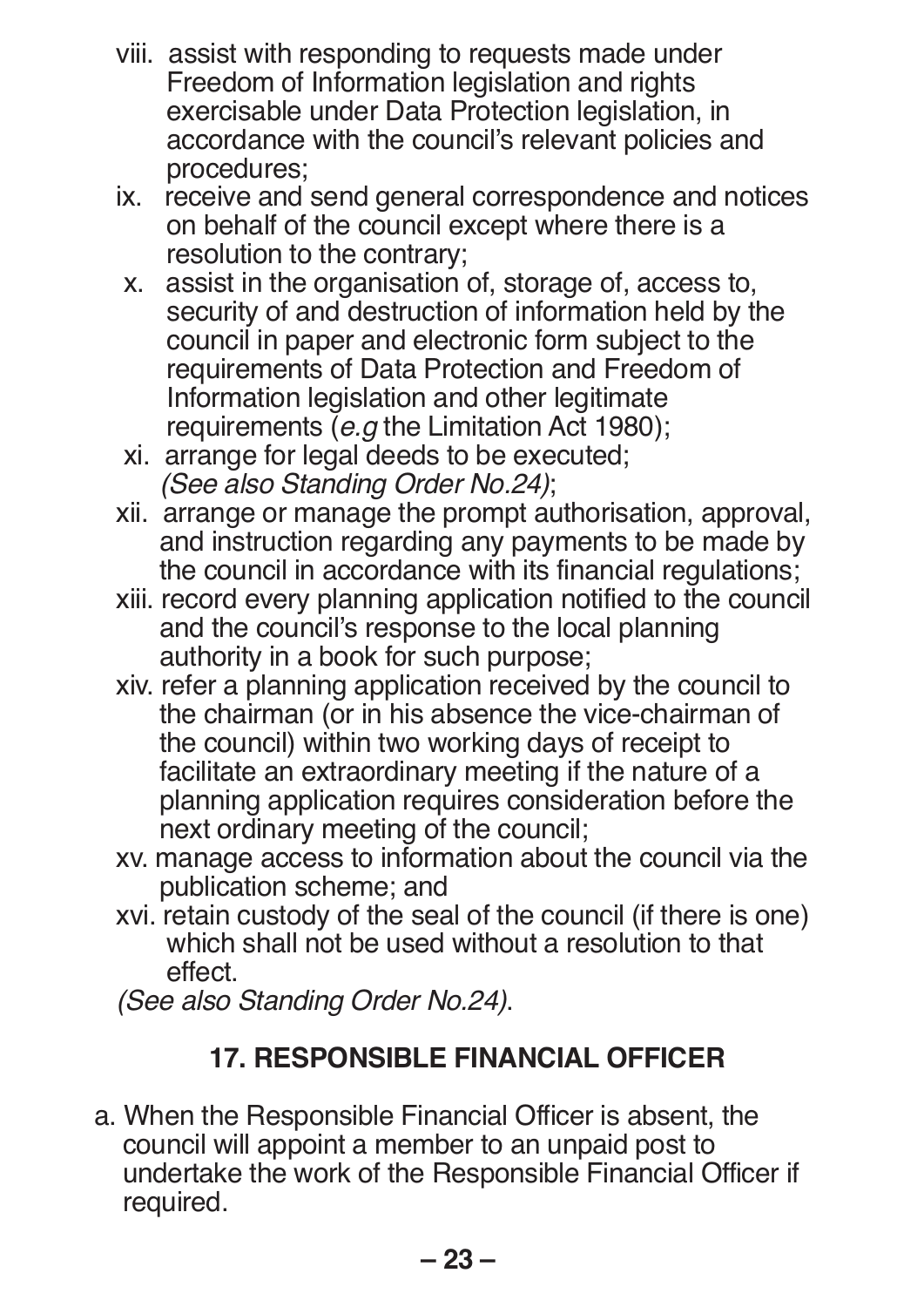viii. assist with responding to requests made under Freedom of Information legislation and rights exercisable under Data Protection legislation, in accordance with the council's relevant policies and procedures;

ix. receive and send general correspondence and notices on behalf of the council except where there is a resolution to the contrary;

x. assist in the organisation of, storage of, access to, security of and destruction of information held by the council in paper and electronic form subject to the requirements of Data Protection and Freedom of Information legislation and other legitimate requirements (*e.g* the Limitation Act 1980);

xi. arrange for legal deeds to be executed; *(See also Standing Order No.24)*;

xii. arrange or manage the prompt authorisation, approval, and instruction regarding any payments to be made by the council in accordance with its financial regulations;

xiii. record every planning application notified to the council and the council's response to the local planning authority in a book for such purpose;

xiv. refer a planning application received by the council to the chairman (or in his absence the vice-chairman of the council) within two working days of receipt to facilitate an extraordinary meeting if the nature of a planning application requires consideration before the next ordinary meeting of the council;

xv. manage access to information about the council via the publication scheme; and

xvi. retain custody of the seal of the council (if there is one) which shall not be used without a resolution to that effect.

*(See also Standing Order No.24)*.

## 17. RESPONSIBLE FINANCIAL OFFICER

a. When the Responsible Financial Officer is absent, the council will appoint a member to an unpaid post to undertake the work of the Responsible Financial Officer if required.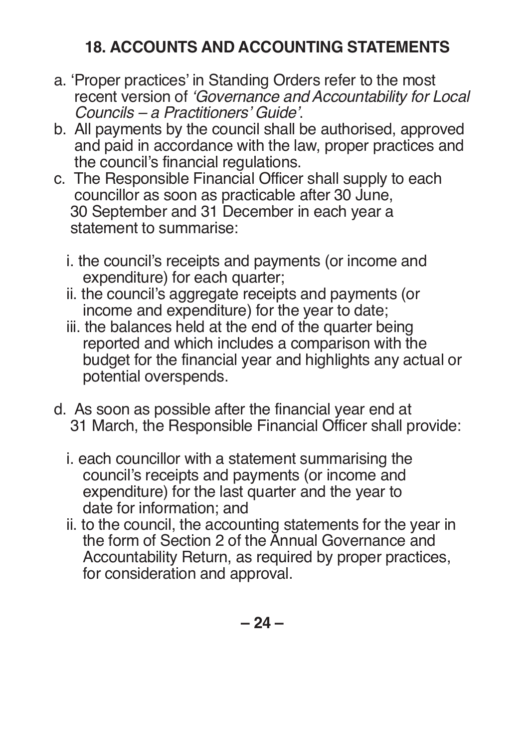## 18. ACCOUNTS AND ACCOUNTING STATEMENTS

a. 'Proper practices' in Standing Orders refer to the most recent version of *'Governance and Accountability for Local Councils – a Practitioners' Guide'*.

b. All payments by the council shall be authorised, approved and paid in accordance with the law, proper practices and the council's financial regulations.

c. The Responsible Financial Officer shall supply to each councillor as soon as practicable after 30 June, 30 September and 31 December in each year a statement to summarise:

   i. the council's receipts and payments (or income and expenditure) for each quarter;

   ii. the council's aggregate receipts and payments (or income and expenditure) for the year to date;

   iii. the balances held at the end of the quarter being reported and which includes a comparison with the budget for the financial year and highlights any actual or potential overspends.

d. As soon as possible after the financial year end at 31 March, the Responsible Financial Officer shall provide:

   i. each councillor with a statement summarising the council's receipts and payments (or income and expenditure) for the last quarter and the year to date for information; and

   ii. to the council, the accounting statements for the year in the form of Section 2 of the Annual Governance and Accountability Return, as required by proper practices, for consideration and approval.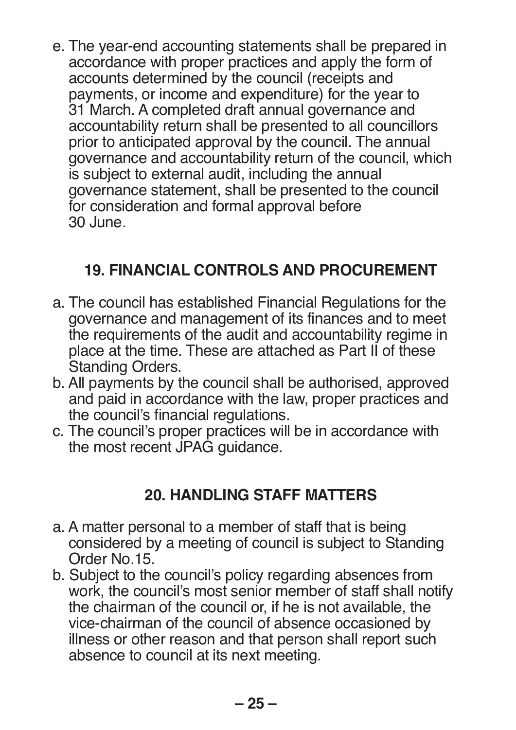e. The year-end accounting statements shall be prepared in accordance with proper practices and apply the form of accounts determined by the council (receipts and payments, or income and expenditure) for the year to 31 March. A completed draft annual governance and accountability return shall be presented to all councillors prior to anticipated approval by the council. The annual governance and accountability return of the council, which is subject to external audit, including the annual governance statement, shall be presented to the council for consideration and formal approval before 30 June.

## 19. FINANCIAL CONTROLS AND PROCUREMENT

a. The council has established Financial Regulations for the governance and management of its finances and to meet the requirements of the audit and accountability regime in place at the time. These are attached as Part II of these Standing Orders.
b. All payments by the council shall be authorised, approved and paid in accordance with the law, proper practices and the council's financial regulations.
c. The council's proper practices will be in accordance with the most recent JPAG guidance.

## 20. HANDLING STAFF MATTERS

a. A matter personal to a member of staff that is being considered by a meeting of council is subject to Standing Order No.15.
b. Subject to the council's policy regarding absences from work, the council's most senior member of staff shall notify the chairman of the council or, if he is not available, the vice-chairman of the council of absence occasioned by illness or other reason and that person shall report such absence to council at its next meeting.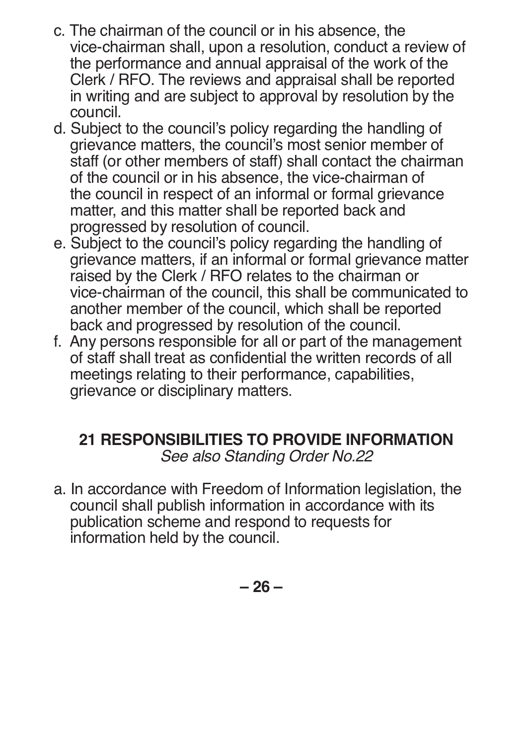c. The chairman of the council or in his absence, the vice-chairman shall, upon a resolution, conduct a review of the performance and annual appraisal of the work of the Clerk / RFO. The reviews and appraisal shall be reported in writing and are subject to approval by resolution by the council.

d. Subject to the council's policy regarding the handling of grievance matters, the council's most senior member of staff (or other members of staff) shall contact the chairman of the council or in his absence, the vice-chairman of the council in respect of an informal or formal grievance matter, and this matter shall be reported back and progressed by resolution of council.

e. Subject to the council's policy regarding the handling of grievance matters, if an informal or formal grievance matter raised by the Clerk / RFO relates to the chairman or vice-chairman of the council, this shall be communicated to another member of the council, which shall be reported back and progressed by resolution of the council.

f. Any persons responsible for all or part of the management of staff shall treat as confidential the written records of all meetings relating to their performance, capabilities, grievance or disciplinary matters.

## 21 RESPONSIBILITIES TO PROVIDE INFORMATION

*See also Standing Order No.22*

a. In accordance with Freedom of Information legislation, the council shall publish information in accordance with its publication scheme and respond to requests for information held by the council.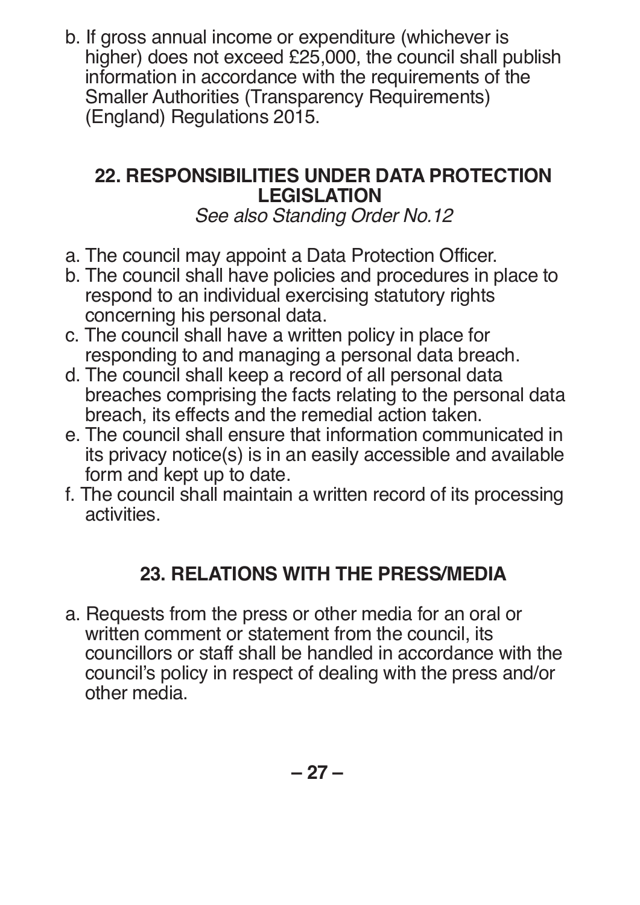b. If gross annual income or expenditure (whichever is higher) does not exceed £25,000, the council shall publish information in accordance with the requirements of the Smaller Authorities (Transparency Requirements) (England) Regulations 2015.

## 22. RESPONSIBILITIES UNDER DATA PROTECTION LEGISLATION

*See also Standing Order No.12*

a. The council may appoint a Data Protection Officer.
b. The council shall have policies and procedures in place to respond to an individual exercising statutory rights concerning his personal data.
c. The council shall have a written policy in place for responding to and managing a personal data breach.
d. The council shall keep a record of all personal data breaches comprising the facts relating to the personal data breach, its effects and the remedial action taken.
e. The council shall ensure that information communicated in its privacy notice(s) is in an easily accessible and available form and kept up to date.
f. The council shall maintain a written record of its processing activities.

## 23. RELATIONS WITH THE PRESS/MEDIA

a. Requests from the press or other media for an oral or written comment or statement from the council, its councillors or staff shall be handled in accordance with the council's policy in respect of dealing with the press and/or other media.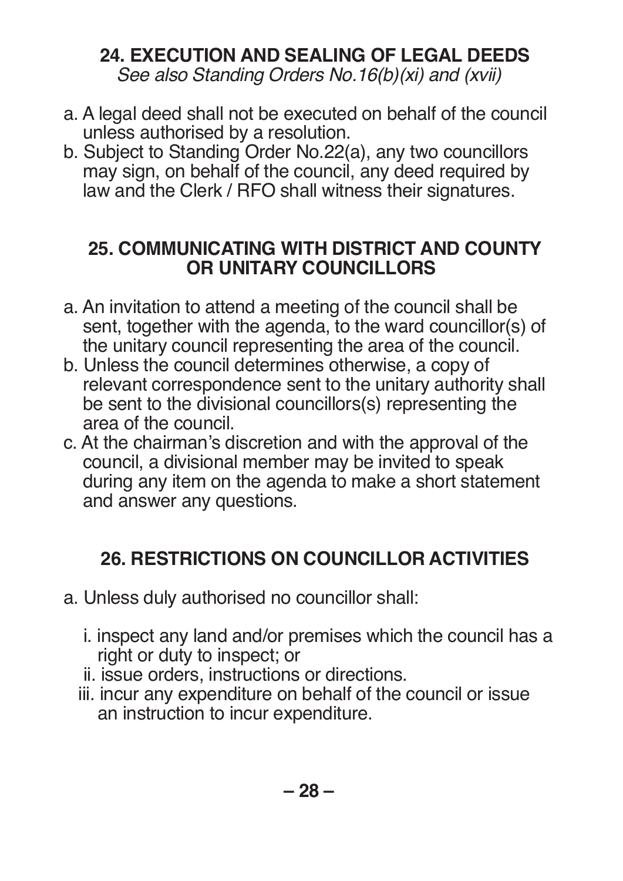## 24. EXECUTION AND SEALING OF LEGAL DEEDS

*See also Standing Orders No.16(b)(xi) and (xvii)*

a. A legal deed shall not be executed on behalf of the council unless authorised by a resolution.

b. Subject to Standing Order No.22(a), any two councillors may sign, on behalf of the council, any deed required by law and the Clerk / RFO shall witness their signatures.

## 25. COMMUNICATING WITH DISTRICT AND COUNTY OR UNITARY COUNCILLORS

a. An invitation to attend a meeting of the council shall be sent, together with the agenda, to the ward councillor(s) of the unitary council representing the area of the council.

b. Unless the council determines otherwise, a copy of relevant correspondence sent to the unitary authority shall be sent to the divisional councillors(s) representing the area of the council.

c. At the chairman's discretion and with the approval of the council, a divisional member may be invited to speak during any item on the agenda to make a short statement and answer any questions.

## 26. RESTRICTIONS ON COUNCILLOR ACTIVITIES

a. Unless duly authorised no councillor shall:

   i. inspect any land and/or premises which the council has a right or duty to inspect; or

   ii. issue orders, instructions or directions.

   iii. incur any expenditure on behalf of the council or issue an instruction to incur expenditure.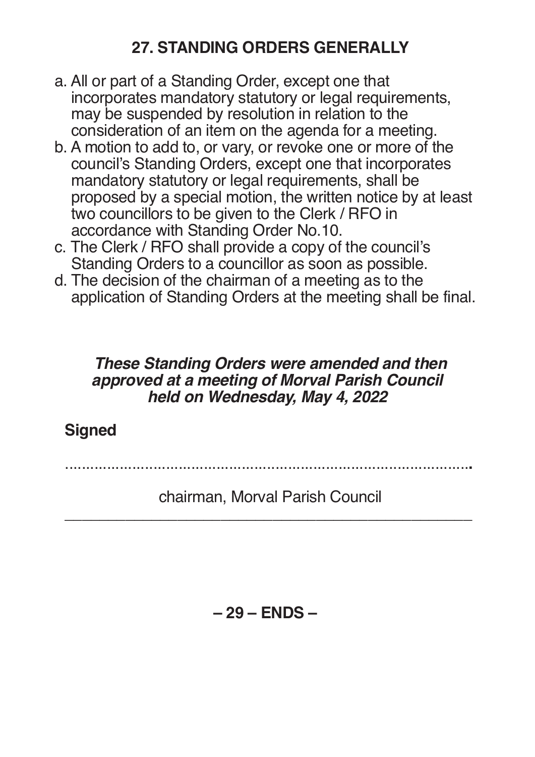## 27. STANDING ORDERS GENERALLY

a. All or part of a Standing Order, except one that incorporates mandatory statutory or legal requirements, may be suspended by resolution in relation to the consideration of an item on the agenda for a meeting.
b. A motion to add to, or vary, or revoke one or more of the council's Standing Orders, except one that incorporates mandatory statutory or legal requirements, shall be proposed by a special motion, the written notice by at least two councillors to be given to the Clerk / RFO in accordance with Standing Order No.10.
c. The Clerk / RFO shall provide a copy of the council's Standing Orders to a councillor as soon as possible.
d. The decision of the chairman of a meeting as to the application of Standing Orders at the meeting shall be final.

***These Standing Orders were amended and then approved at a meeting of Morval Parish Council held on Wednesday, May 4, 2022***

**Signed**

..........................................................................................

chairman, Morval Parish Council

---

**– 29 – ENDS –**